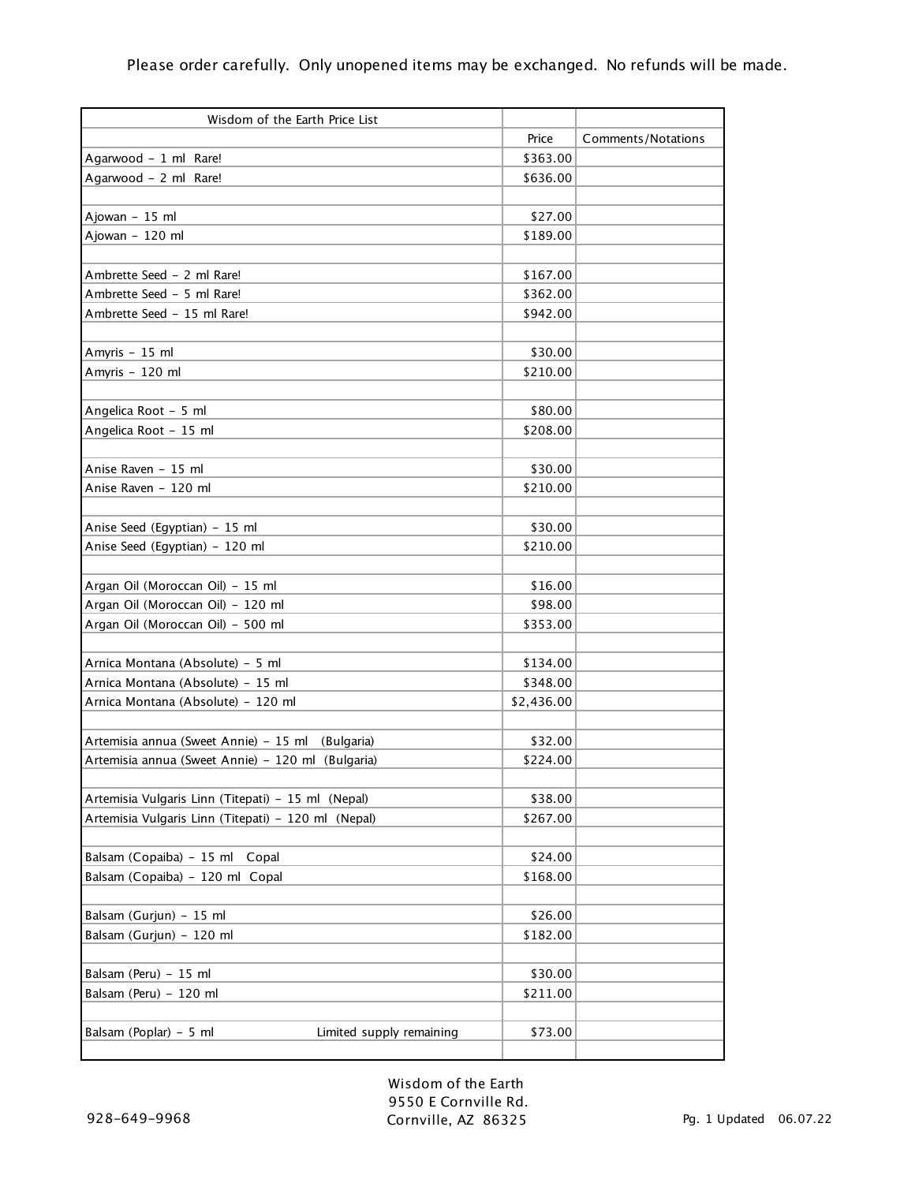Please order carefully. Only unopened items may be exchanged. No refunds will be made.

| Wisdom of the Earth Price List | | |
|---|---|---|
| | Price | Comments/Notations |
| Agarwood - 1 ml Rare! | $363.00 | |
| Agarwood - 2 ml Rare! | $636.00 | |
| | | |
| Ajowan - 15 ml | $27.00 | |
| Ajowan - 120 ml | $189.00 | |
| | | |
| Ambrette Seed - 2 ml Rare! | $167.00 | |
| Ambrette Seed - 5 ml Rare! | $362.00 | |
| Ambrette Seed - 15 ml Rare! | $942.00 | |
| | | |
| Amyris - 15 ml | $30.00 | |
| Amyris - 120 ml | $210.00 | |
| | | |
| Angelica Root - 5 ml | $80.00 | |
| Angelica Root - 15 ml | $208.00 | |
| | | |
| Anise Raven - 15 ml | $30.00 | |
| Anise Raven - 120 ml | $210.00 | |
| | | |
| Anise Seed (Egyptian) - 15 ml | $30.00 | |
| Anise Seed (Egyptian) - 120 ml | $210.00 | |
| | | |
| Argan Oil (Moroccan Oil) - 15 ml | $16.00 | |
| Argan Oil (Moroccan Oil) - 120 ml | $98.00 | |
| Argan Oil (Moroccan Oil) - 500 ml | $353.00 | |
| | | |
| Arnica Montana (Absolute) - 5 ml | $134.00 | |
| Arnica Montana (Absolute) - 15 ml | $348.00 | |
| Arnica Montana (Absolute) - 120 ml | $2,436.00 | |
| | | |
| Artemisia annua (Sweet Annie) - 15 ml (Bulgaria) | $32.00 | |
| Artemisia annua (Sweet Annie) - 120 ml (Bulgaria) | $224.00 | |
| | | |
| Artemisia Vulgaris Linn (Titepati) - 15 ml (Nepal) | $38.00 | |
| Artemisia Vulgaris Linn (Titepati) - 120 ml (Nepal) | $267.00 | |
| | | |
| Balsam (Copaiba) - 15 ml Copal | $24.00 | |
| Balsam (Copaiba) - 120 ml Copal | $168.00 | |
| | | |
| Balsam (Gurjun) - 15 ml | $26.00 | |
| Balsam (Gurjun) - 120 ml | $182.00 | |
| | | |
| Balsam (Peru) - 15 ml | $30.00 | |
| Balsam (Peru) - 120 ml | $211.00 | |
| | | |
| Balsam (Poplar) - 5 ml Limited supply remaining | $73.00 | |
| | | |

928-649-9968

Wisdom of the Earth
9550 E Cornville Rd.
Cornville, AZ 86325

Updated 06.07.22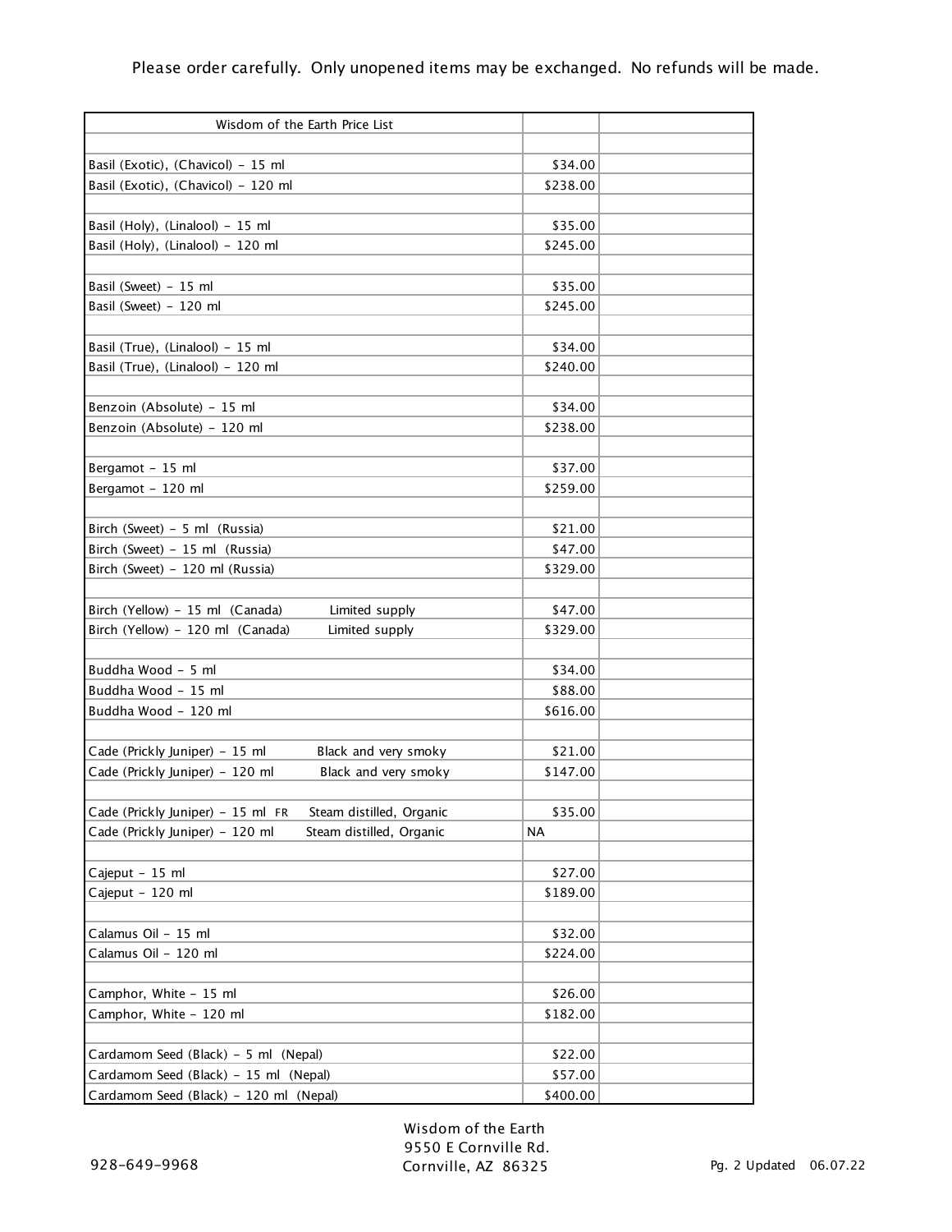Please order carefully. Only unopened items may be exchanged. No refunds will be made.

| Wisdom of the Earth Price List | | |
|---|---|---|
| | | |
| Basil (Exotic), (Chavicol) - 15 ml | $34.00 | |
| Basil (Exotic), (Chavicol) - 120 ml | $238.00 | |
| | | |
| Basil (Holy), (Linalool) - 15 ml | $35.00 | |
| Basil (Holy), (Linalool) - 120 ml | $245.00 | |
| | | |
| Basil (Sweet) - 15 ml | $35.00 | |
| Basil (Sweet) - 120 ml | $245.00 | |
| | | |
| Basil (True), (Linalool) - 15 ml | $34.00 | |
| Basil (True), (Linalool) - 120 ml | $240.00 | |
| | | |
| Benzoin (Absolute) - 15 ml | $34.00 | |
| Benzoin (Absolute) - 120 ml | $238.00 | |
| | | |
| Bergamot - 15 ml | $37.00 | |
| Bergamot - 120 ml | $259.00 | |
| | | |
| Birch (Sweet) - 5 ml (Russia) | $21.00 | |
| Birch (Sweet) - 15 ml (Russia) | $47.00 | |
| Birch (Sweet) - 120 ml (Russia) | $329.00 | |
| | | |
| Birch (Yellow) - 15 ml (Canada) Limited supply | $47.00 | |
| Birch (Yellow) - 120 ml (Canada) Limited supply | $329.00 | |
| | | |
| Buddha Wood - 5 ml | $34.00 | |
| Buddha Wood - 15 ml | $88.00 | |
| Buddha Wood - 120 ml | $616.00 | |
| | | |
| Cade (Prickly Juniper) - 15 ml Black and very smoky | $21.00 | |
| Cade (Prickly Juniper) - 120 ml Black and very smoky | $147.00 | |
| | | |
| Cade (Prickly Juniper) - 15 ml FR Steam distilled, Organic | $35.00 | |
| Cade (Prickly Juniper) - 120 ml Steam distilled, Organic | NA | |
| | | |
| Cajeput - 15 ml | $27.00 | |
| Cajeput - 120 ml | $189.00 | |
| | | |
| Calamus Oil - 15 ml | $32.00 | |
| Calamus Oil - 120 ml | $224.00 | |
| | | |
| Camphor, White - 15 ml | $26.00 | |
| Camphor, White - 120 ml | $182.00 | |
| | | |
| Cardamom Seed (Black) - 5 ml (Nepal) | $22.00 | |
| Cardamom Seed (Black) - 15 ml (Nepal) | $57.00 | |
| Cardamom Seed (Black) - 120 ml (Nepal) | $400.00 | |

928-649-9968

Wisdom of the Earth
9550 E Cornville Rd.
Cornville, AZ 86325

Pg. 2 Updated 06.07.22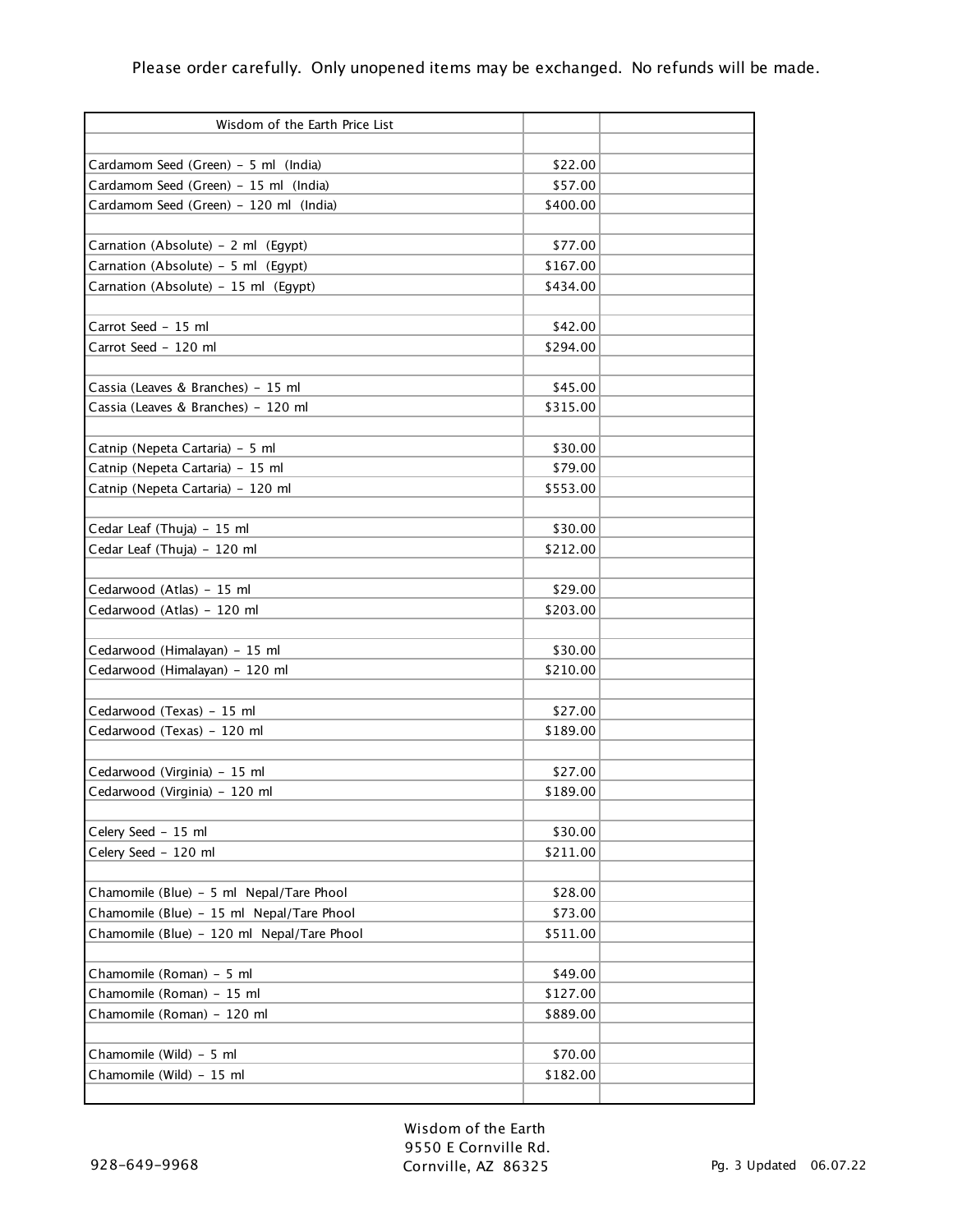Please order carefully. Only unopened items may be exchanged. No refunds will be made.

| Wisdom of the Earth Price List | | |
|---|---|---|
| | | |
| Cardamom Seed (Green) - 5 ml (India) | $22.00 | |
| Cardamom Seed (Green) - 15 ml (India) | $57.00 | |
| Cardamom Seed (Green) - 120 ml (India) | $400.00 | |
| | | |
| Carnation (Absolute) - 2 ml (Egypt) | $77.00 | |
| Carnation (Absolute) - 5 ml (Egypt) | $167.00 | |
| Carnation (Absolute) - 15 ml (Egypt) | $434.00 | |
| | | |
| Carrot Seed - 15 ml | $42.00 | |
| Carrot Seed - 120 ml | $294.00 | |
| | | |
| Cassia (Leaves & Branches) - 15 ml | $45.00 | |
| Cassia (Leaves & Branches) - 120 ml | $315.00 | |
| | | |
| Catnip (Nepeta Cartaria) - 5 ml | $30.00 | |
| Catnip (Nepeta Cartaria) - 15 ml | $79.00 | |
| Catnip (Nepeta Cartaria) - 120 ml | $553.00 | |
| | | |
| Cedar Leaf (Thuja) - 15 ml | $30.00 | |
| Cedar Leaf (Thuja) - 120 ml | $212.00 | |
| | | |
| Cedarwood (Atlas) - 15 ml | $29.00 | |
| Cedarwood (Atlas) - 120 ml | $203.00 | |
| | | |
| Cedarwood (Himalayan) - 15 ml | $30.00 | |
| Cedarwood (Himalayan) - 120 ml | $210.00 | |
| | | |
| Cedarwood (Texas) - 15 ml | $27.00 | |
| Cedarwood (Texas) - 120 ml | $189.00 | |
| | | |
| Cedarwood (Virginia) - 15 ml | $27.00 | |
| Cedarwood (Virginia) - 120 ml | $189.00 | |
| | | |
| Celery Seed - 15 ml | $30.00 | |
| Celery Seed - 120 ml | $211.00 | |
| | | |
| Chamomile (Blue) - 5 ml Nepal/Tare Phool | $28.00 | |
| Chamomile (Blue) - 15 ml Nepal/Tare Phool | $73.00 | |
| Chamomile (Blue) - 120 ml Nepal/Tare Phool | $511.00 | |
| | | |
| Chamomile (Roman) - 5 ml | $49.00 | |
| Chamomile (Roman) - 15 ml | $127.00 | |
| Chamomile (Roman) - 120 ml | $889.00 | |
| | | |
| Chamomile (Wild) - 5 ml | $70.00 | |
| Chamomile (Wild) - 15 ml | $182.00 | |
| | | |

928-649-9968

Wisdom of the Earth
9550 E Cornville Rd.
Cornville, AZ 86325

Pg. 3 Updated 06.07.22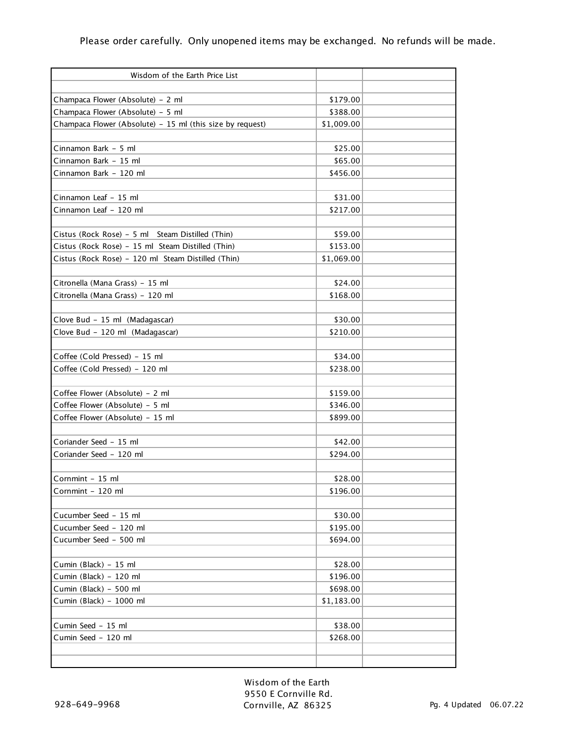Please order carefully. Only unopened items may be exchanged. No refunds will be made.

| Wisdom of the Earth Price List | | |
|---|---|---|
| | | |
| Champaca Flower (Absolute) - 2 ml | $179.00 | |
| Champaca Flower (Absolute) - 5 ml | $388.00 | |
| Champaca Flower (Absolute) - 15 ml (this size by request) | $1,009.00 | |
| | | |
| Cinnamon Bark - 5 ml | $25.00 | |
| Cinnamon Bark - 15 ml | $65.00 | |
| Cinnamon Bark - 120 ml | $456.00 | |
| | | |
| Cinnamon Leaf - 15 ml | $31.00 | |
| Cinnamon Leaf - 120 ml | $217.00 | |
| | | |
| Cistus (Rock Rose) - 5 ml Steam Distilled (Thin) | $59.00 | |
| Cistus (Rock Rose) - 15 ml Steam Distilled (Thin) | $153.00 | |
| Cistus (Rock Rose) - 120 ml Steam Distilled (Thin) | $1,069.00 | |
| | | |
| Citronella (Mana Grass) - 15 ml | $24.00 | |
| Citronella (Mana Grass) - 120 ml | $168.00 | |
| | | |
| Clove Bud - 15 ml (Madagascar) | $30.00 | |
| Clove Bud - 120 ml (Madagascar) | $210.00 | |
| | | |
| Coffee (Cold Pressed) - 15 ml | $34.00 | |
| Coffee (Cold Pressed) - 120 ml | $238.00 | |
| | | |
| Coffee Flower (Absolute) - 2 ml | $159.00 | |
| Coffee Flower (Absolute) - 5 ml | $346.00 | |
| Coffee Flower (Absolute) - 15 ml | $899.00 | |
| | | |
| Coriander Seed - 15 ml | $42.00 | |
| Coriander Seed - 120 ml | $294.00 | |
| | | |
| Cornmint - 15 ml | $28.00 | |
| Cornmint - 120 ml | $196.00 | |
| | | |
| Cucumber Seed - 15 ml | $30.00 | |
| Cucumber Seed - 120 ml | $195.00 | |
| Cucumber Seed - 500 ml | $694.00 | |
| | | |
| Cumin (Black) - 15 ml | $28.00 | |
| Cumin (Black) - 120 ml | $196.00 | |
| Cumin (Black) - 500 ml | $698.00 | |
| Cumin (Black) - 1000 ml | $1,183.00 | |
| | | |
| Cumin Seed - 15 ml | $38.00 | |
| Cumin Seed - 120 ml | $268.00 | |
| | | |
| | | |

Wisdom of the Earth
9550 E Cornville Rd.
Cornville, AZ 86325

928-649-9968

Pg. 4 Updated 06.07.22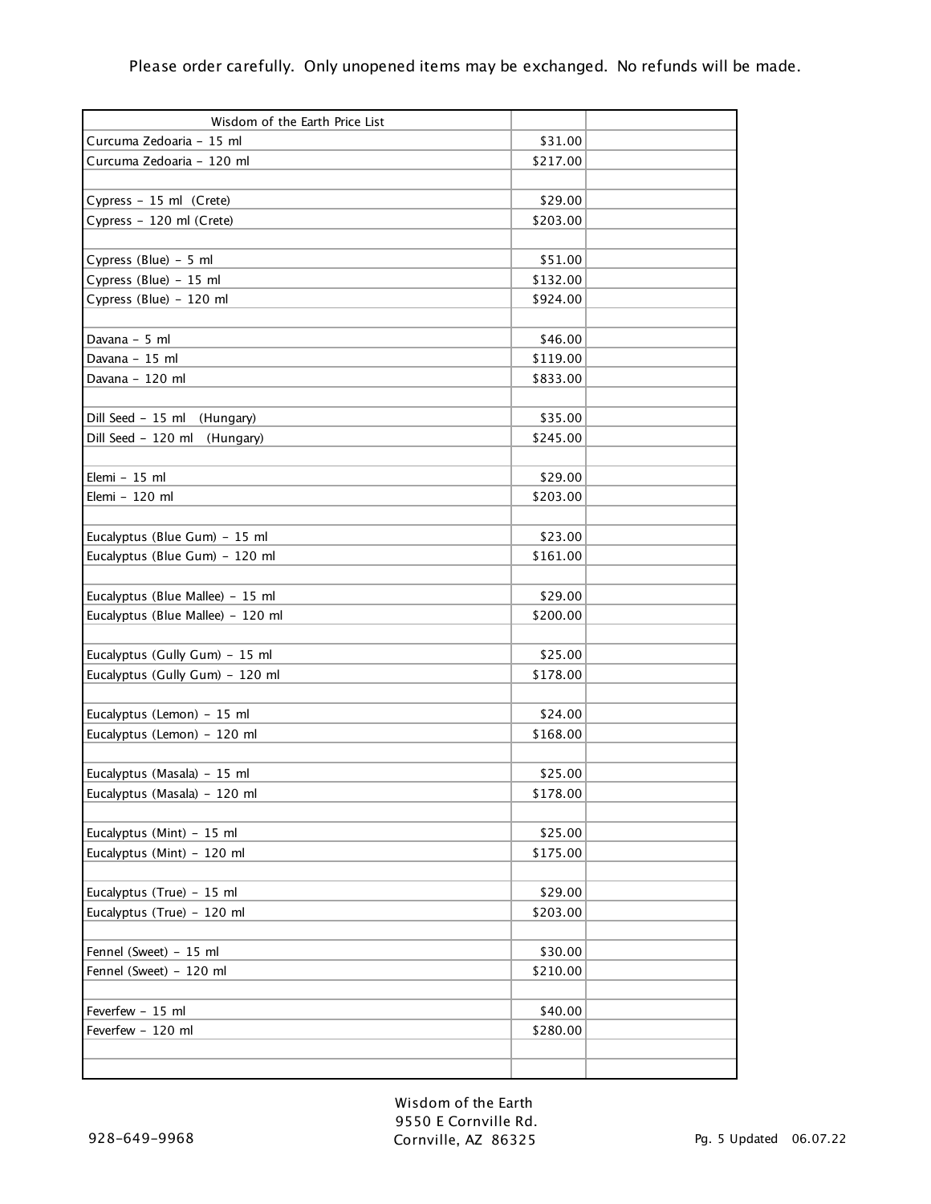Please order carefully. Only unopened items may be exchanged. No refunds will be made.

| Wisdom of the Earth Price List | | |
|---|---|---|
| Curcuma Zedoaria - 15 ml | $31.00 | |
| Curcuma Zedoaria - 120 ml | $217.00 | |
| | | |
| Cypress - 15 ml (Crete) | $29.00 | |
| Cypress - 120 ml (Crete) | $203.00 | |
| | | |
| Cypress (Blue) - 5 ml | $51.00 | |
| Cypress (Blue) - 15 ml | $132.00 | |
| Cypress (Blue) - 120 ml | $924.00 | |
| | | |
| Davana - 5 ml | $46.00 | |
| Davana - 15 ml | $119.00 | |
| Davana - 120 ml | $833.00 | |
| | | |
| Dill Seed - 15 ml (Hungary) | $35.00 | |
| Dill Seed - 120 ml (Hungary) | $245.00 | |
| | | |
| Elemi - 15 ml | $29.00 | |
| Elemi - 120 ml | $203.00 | |
| | | |
| Eucalyptus (Blue Gum) - 15 ml | $23.00 | |
| Eucalyptus (Blue Gum) - 120 ml | $161.00 | |
| | | |
| Eucalyptus (Blue Mallee) - 15 ml | $29.00 | |
| Eucalyptus (Blue Mallee) - 120 ml | $200.00 | |
| | | |
| Eucalyptus (Gully Gum) - 15 ml | $25.00 | |
| Eucalyptus (Gully Gum) - 120 ml | $178.00 | |
| | | |
| Eucalyptus (Lemon) - 15 ml | $24.00 | |
| Eucalyptus (Lemon) - 120 ml | $168.00 | |
| | | |
| Eucalyptus (Masala) - 15 ml | $25.00 | |
| Eucalyptus (Masala) - 120 ml | $178.00 | |
| | | |
| Eucalyptus (Mint) - 15 ml | $25.00 | |
| Eucalyptus (Mint) - 120 ml | $175.00 | |
| | | |
| Eucalyptus (True) - 15 ml | $29.00 | |
| Eucalyptus (True) - 120 ml | $203.00 | |
| | | |
| Fennel (Sweet) - 15 ml | $30.00 | |
| Fennel (Sweet) - 120 ml | $210.00 | |
| | | |
| Feverfew - 15 ml | $40.00 | |
| Feverfew - 120 ml | $280.00 | |
| | | |
| | | |

928-649-9968

Wisdom of the Earth
9550 E Cornville Rd.
Cornville, AZ 86325

Updated 06.07.22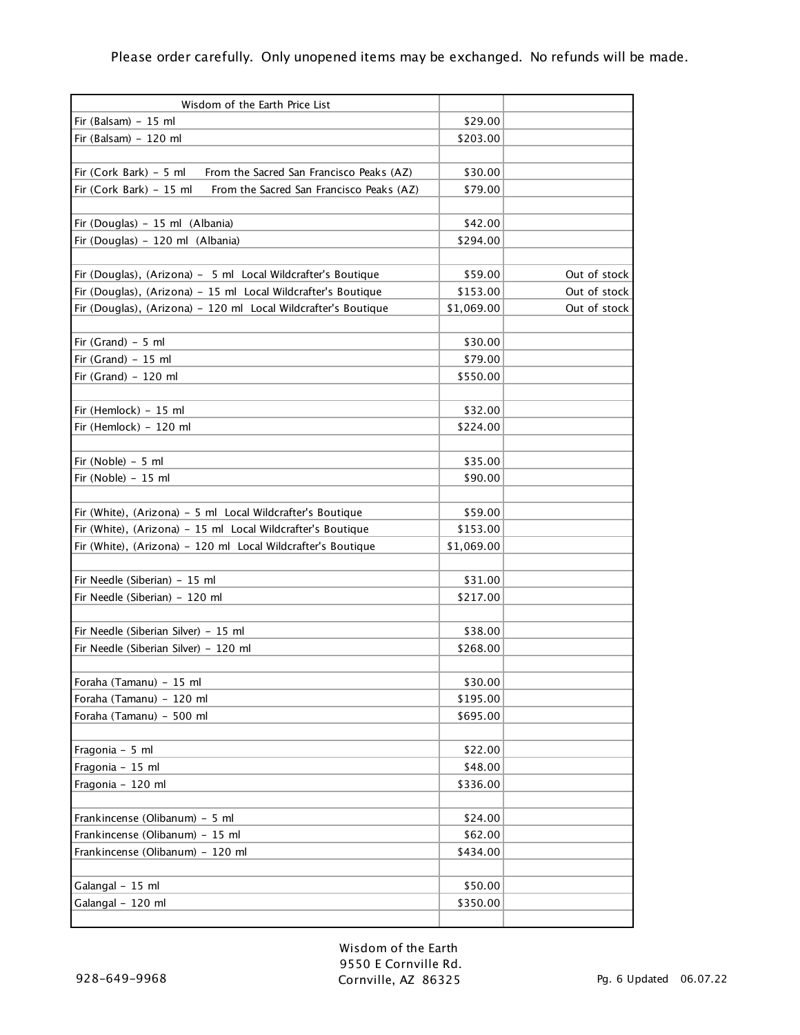Please order carefully. Only unopened items may be exchanged. No refunds will be made.

| Wisdom of the Earth Price List | | |
|---|---|---|
| Fir (Balsam) - 15 ml | $29.00 | |
| Fir (Balsam) - 120 ml | $203.00 | |
| | | |
| Fir (Cork Bark) - 5 ml From the Sacred San Francisco Peaks (AZ) | $30.00 | |
| Fir (Cork Bark) - 15 ml From the Sacred San Francisco Peaks (AZ) | $79.00 | |
| | | |
| Fir (Douglas) - 15 ml (Albania) | $42.00 | |
| Fir (Douglas) - 120 ml (Albania) | $294.00 | |
| | | |
| Fir (Douglas), (Arizona) - 5 ml Local Wildcrafter's Boutique | $59.00 | Out of stock |
| Fir (Douglas), (Arizona) - 15 ml Local Wildcrafter's Boutique | $153.00 | Out of stock |
| Fir (Douglas), (Arizona) - 120 ml Local Wildcrafter's Boutique | $1,069.00 | Out of stock |
| | | |
| Fir (Grand) - 5 ml | $30.00 | |
| Fir (Grand) - 15 ml | $79.00 | |
| Fir (Grand) - 120 ml | $550.00 | |
| | | |
| Fir (Hemlock) - 15 ml | $32.00 | |
| Fir (Hemlock) - 120 ml | $224.00 | |
| | | |
| Fir (Noble) - 5 ml | $35.00 | |
| Fir (Noble) - 15 ml | $90.00 | |
| | | |
| Fir (White), (Arizona) - 5 ml Local Wildcrafter's Boutique | $59.00 | |
| Fir (White), (Arizona) - 15 ml Local Wildcrafter's Boutique | $153.00 | |
| Fir (White), (Arizona) - 120 ml Local Wildcrafter's Boutique | $1,069.00 | |
| | | |
| Fir Needle (Siberian) - 15 ml | $31.00 | |
| Fir Needle (Siberian) - 120 ml | $217.00 | |
| | | |
| Fir Needle (Siberian Silver) - 15 ml | $38.00 | |
| Fir Needle (Siberian Silver) - 120 ml | $268.00 | |
| | | |
| Foraha (Tamanu) - 15 ml | $30.00 | |
| Foraha (Tamanu) - 120 ml | $195.00 | |
| Foraha (Tamanu) - 500 ml | $695.00 | |
| | | |
| Fragonia - 5 ml | $22.00 | |
| Fragonia - 15 ml | $48.00 | |
| Fragonia - 120 ml | $336.00 | |
| | | |
| Frankincense (Olibanum) - 5 ml | $24.00 | |
| Frankincense (Olibanum) - 15 ml | $62.00 | |
| Frankincense (Olibanum) - 120 ml | $434.00 | |
| | | |
| Galangal - 15 ml | $50.00 | |
| Galangal - 120 ml | $350.00 | |
| | | |

Wisdom of the Earth
9550 E Cornville Rd.
Cornville, AZ 86325

928-649-9968

Updated 06.07.22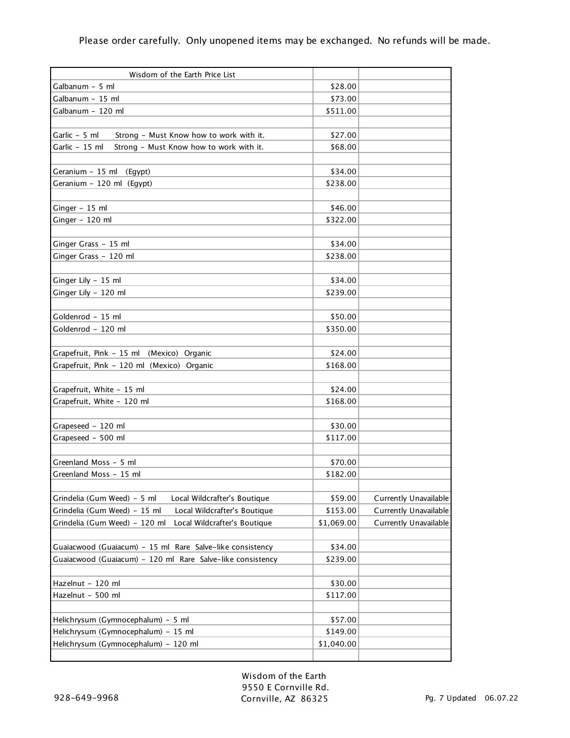Please order carefully.  Only unopened items may be exchanged.  No refunds will be made.

| Wisdom of the Earth Price List | | |
|---|---|---|
| Galbanum - 5 ml | $28.00 | |
| Galbanum - 15 ml | $73.00 | |
| Galbanum - 120 ml | $511.00 | |
| | | |
| Garlic - 5 ml    Strong - Must Know how to work with it. | $27.00 | |
| Garlic - 15 ml    Strong - Must Know how to work with it. | $68.00 | |
| | | |
| Geranium - 15 ml   (Egypt) | $34.00 | |
| Geranium - 120 ml  (Egypt) | $238.00 | |
| | | |
| Ginger - 15 ml | $46.00 | |
| Ginger - 120 ml | $322.00 | |
| | | |
| Ginger Grass - 15 ml | $34.00 | |
| Ginger Grass - 120 ml | $238.00 | |
| | | |
| Ginger Lily - 15 ml | $34.00 | |
| Ginger Lily - 120 ml | $239.00 | |
| | | |
| Goldenrod - 15 ml | $50.00 | |
| Goldenrod - 120 ml | $350.00 | |
| | | |
| Grapefruit, Pink - 15 ml   (Mexico)  Organic | $24.00 | |
| Grapefruit, Pink - 120 ml  (Mexico)  Organic | $168.00 | |
| | | |
| Grapefruit, White - 15 ml | $24.00 | |
| Grapefruit, White - 120 ml | $168.00 | |
| | | |
| Grapeseed - 120 ml | $30.00 | |
| Grapeseed - 500 ml | $117.00 | |
| | | |
| Greenland Moss - 5 ml | $70.00 | |
| Greenland Moss - 15 ml | $182.00 | |
| | | |
| Grindelia (Gum Weed) - 5 ml    Local Wildcrafter's Boutique | $59.00 | Currently Unavailable |
| Grindelia (Gum Weed) - 15 ml    Local Wildcrafter's Boutique | $153.00 | Currently Unavailable |
| Grindelia (Gum Weed) - 120 ml   Local Wildcrafter's Boutique | $1,069.00 | Currently Unavailable |
| | | |
| Guaiacwood (Guaiacum) - 15 ml  Rare  Salve-like consistency | $34.00 | |
| Guaiacwood (Guaiacum) - 120 ml  Rare  Salve-like consistency | $239.00 | |
| | | |
| Hazelnut - 120 ml | $30.00 | |
| Hazelnut - 500 ml | $117.00 | |
| | | |
| Helichrysum (Gymnocephalum) - 5 ml | $57.00 | |
| Helichrysum (Gymnocephalum) - 15 ml | $149.00 | |
| Helichrysum (Gymnocephalum) - 120 ml | $1,040.00 | |
| | | |

928-649-9968

Wisdom of the Earth
9550 E Cornville Rd.
Cornville, AZ 86325

Pg. 7 Updated 06.07.22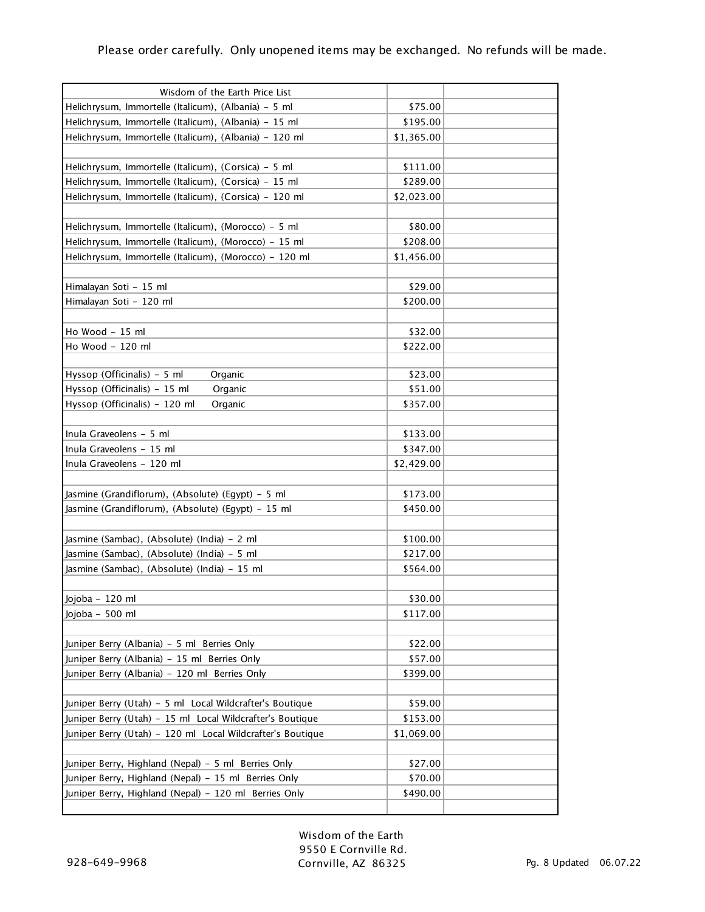Please order carefully. Only unopened items may be exchanged. No refunds will be made.

| Wisdom of the Earth Price List | | |
|---|---|---|
| Helichrysum, Immortelle (Italicum), (Albania) - 5 ml | $75.00 | |
| Helichrysum, Immortelle (Italicum), (Albania) - 15 ml | $195.00 | |
| Helichrysum, Immortelle (Italicum), (Albania) - 120 ml | $1,365.00 | |
| | | |
| Helichrysum, Immortelle (Italicum), (Corsica) - 5 ml | $111.00 | |
| Helichrysum, Immortelle (Italicum), (Corsica) - 15 ml | $289.00 | |
| Helichrysum, Immortelle (Italicum), (Corsica) - 120 ml | $2,023.00 | |
| | | |
| Helichrysum, Immortelle (Italicum), (Morocco) - 5 ml | $80.00 | |
| Helichrysum, Immortelle (Italicum), (Morocco) - 15 ml | $208.00 | |
| Helichrysum, Immortelle (Italicum), (Morocco) - 120 ml | $1,456.00 | |
| | | |
| Himalayan Soti - 15 ml | $29.00 | |
| Himalayan Soti - 120 ml | $200.00 | |
| | | |
| Ho Wood - 15 ml | $32.00 | |
| Ho Wood - 120 ml | $222.00 | |
| | | |
| Hyssop (Officinalis) - 5 ml Organic | $23.00 | |
| Hyssop (Officinalis) - 15 ml Organic | $51.00 | |
| Hyssop (Officinalis) - 120 ml Organic | $357.00 | |
| | | |
| Inula Graveolens - 5 ml | $133.00 | |
| Inula Graveolens - 15 ml | $347.00 | |
| Inula Graveolens - 120 ml | $2,429.00 | |
| | | |
| Jasmine (Grandiflorum), (Absolute) (Egypt) - 5 ml | $173.00 | |
| Jasmine (Grandiflorum), (Absolute) (Egypt) - 15 ml | $450.00 | |
| | | |
| Jasmine (Sambac), (Absolute) (India) - 2 ml | $100.00 | |
| Jasmine (Sambac), (Absolute) (India) - 5 ml | $217.00 | |
| Jasmine (Sambac), (Absolute) (India) - 15 ml | $564.00 | |
| | | |
| Jojoba - 120 ml | $30.00 | |
| Jojoba - 500 ml | $117.00 | |
| | | |
| Juniper Berry (Albania) - 5 ml Berries Only | $22.00 | |
| Juniper Berry (Albania) - 15 ml Berries Only | $57.00 | |
| Juniper Berry (Albania) - 120 ml Berries Only | $399.00 | |
| | | |
| Juniper Berry (Utah) - 5 ml Local Wildcrafter's Boutique | $59.00 | |
| Juniper Berry (Utah) - 15 ml Local Wildcrafter's Boutique | $153.00 | |
| Juniper Berry (Utah) - 120 ml Local Wildcrafter's Boutique | $1,069.00 | |
| | | |
| Juniper Berry, Highland (Nepal) - 5 ml Berries Only | $27.00 | |
| Juniper Berry, Highland (Nepal) - 15 ml Berries Only | $70.00 | |
| Juniper Berry, Highland (Nepal) - 120 ml Berries Only | $490.00 | |
| | | |

928-649-9968

Wisdom of the Earth
9550 E Cornville Rd.
Cornville, AZ 86325

Pg. 8 Updated 06.07.22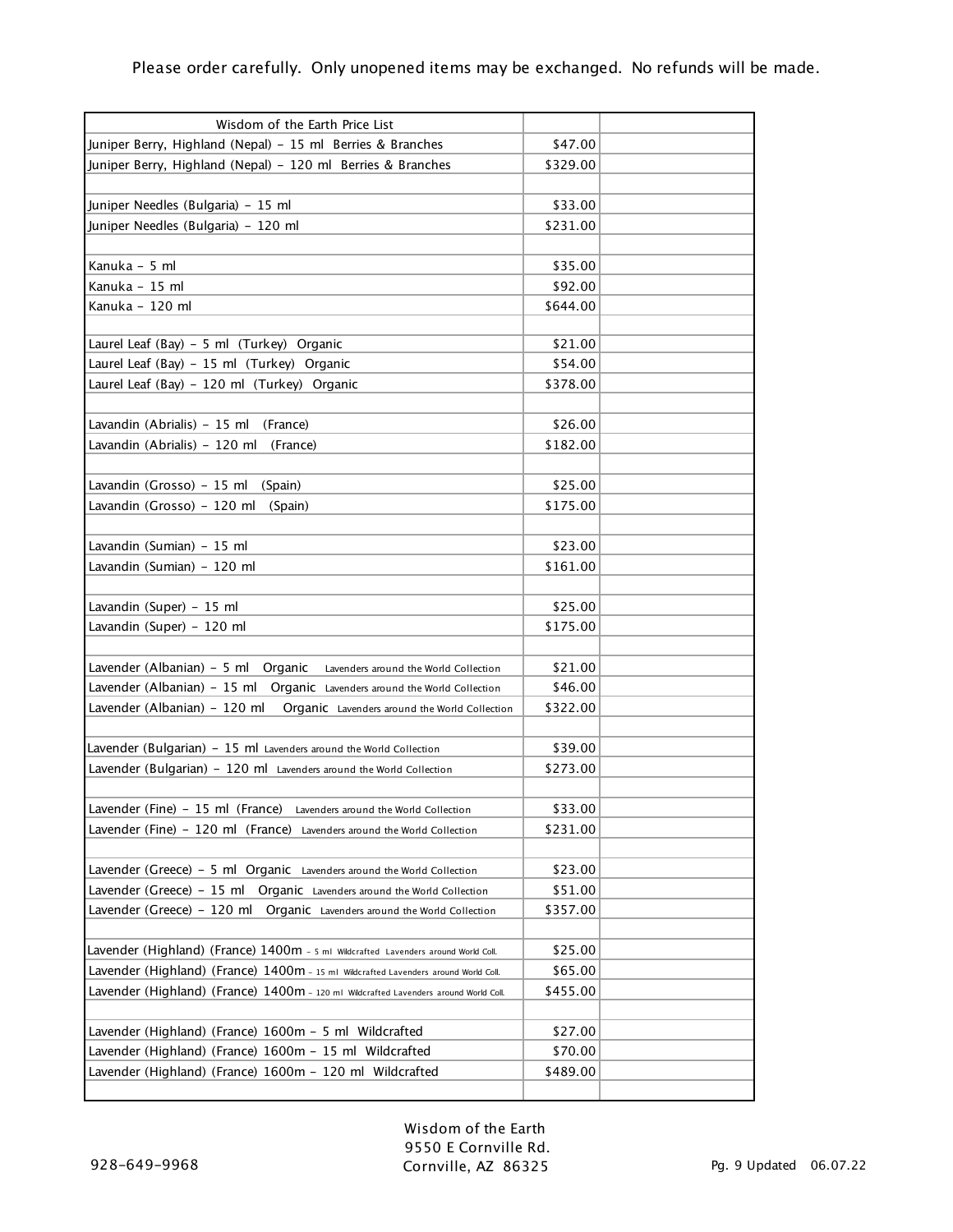Please order carefully. Only unopened items may be exchanged. No refunds will be made.

| Wisdom of the Earth Price List | | |
|---|---|---|
| Juniper Berry, Highland (Nepal) - 15 ml Berries & Branches | $47.00 | |
| Juniper Berry, Highland (Nepal) - 120 ml Berries & Branches | $329.00 | |
| | | |
| Juniper Needles (Bulgaria) - 15 ml | $33.00 | |
| Juniper Needles (Bulgaria) - 120 ml | $231.00 | |
| | | |
| Kanuka - 5 ml | $35.00 | |
| Kanuka - 15 ml | $92.00 | |
| Kanuka - 120 ml | $644.00 | |
| | | |
| Laurel Leaf (Bay) - 5 ml (Turkey) Organic | $21.00 | |
| Laurel Leaf (Bay) - 15 ml (Turkey) Organic | $54.00 | |
| Laurel Leaf (Bay) - 120 ml (Turkey) Organic | $378.00 | |
| | | |
| Lavandin (Abrialis) - 15 ml (France) | $26.00 | |
| Lavandin (Abrialis) - 120 ml (France) | $182.00 | |
| | | |
| Lavandin (Grosso) - 15 ml (Spain) | $25.00 | |
| Lavandin (Grosso) - 120 ml (Spain) | $175.00 | |
| | | |
| Lavandin (Sumian) - 15 ml | $23.00 | |
| Lavandin (Sumian) - 120 ml | $161.00 | |
| | | |
| Lavandin (Super) - 15 ml | $25.00 | |
| Lavandin (Super) - 120 ml | $175.00 | |
| | | |
| Lavender (Albanian) - 5 ml Organic Lavenders around the World Collection | $21.00 | |
| Lavender (Albanian) - 15 ml Organic Lavenders around the World Collection | $46.00 | |
| Lavender (Albanian) - 120 ml Organic Lavenders around the World Collection | $322.00 | |
| | | |
| Lavender (Bulgarian) - 15 ml Lavenders around the World Collection | $39.00 | |
| Lavender (Bulgarian) - 120 ml Lavenders around the World Collection | $273.00 | |
| | | |
| Lavender (Fine) - 15 ml (France) Lavenders around the World Collection | $33.00 | |
| Lavender (Fine) - 120 ml (France) Lavenders around the World Collection | $231.00 | |
| | | |
| Lavender (Greece) - 5 ml Organic Lavenders around the World Collection | $23.00 | |
| Lavender (Greece) - 15 ml Organic Lavenders around the World Collection | $51.00 | |
| Lavender (Greece) - 120 ml Organic Lavenders around the World Collection | $357.00 | |
| | | |
| Lavender (Highland) (France) 1400m - 5 ml Wildcrafted Lavenders around World Coll. | $25.00 | |
| Lavender (Highland) (France) 1400m - 15 ml Wildcrafted Lavenders around World Coll. | $65.00 | |
| Lavender (Highland) (France) 1400m - 120 ml Wildcrafted Lavenders around World Coll. | $455.00 | |
| | | |
| Lavender (Highland) (France) 1600m - 5 ml Wildcrafted | $27.00 | |
| Lavender (Highland) (France) 1600m - 15 ml Wildcrafted | $70.00 | |
| Lavender (Highland) (France) 1600m - 120 ml Wildcrafted | $489.00 | |
| | | |

928-649-9968

Wisdom of the Earth
9550 E Cornville Rd.
Cornville, AZ 86325

Updated 06.07.22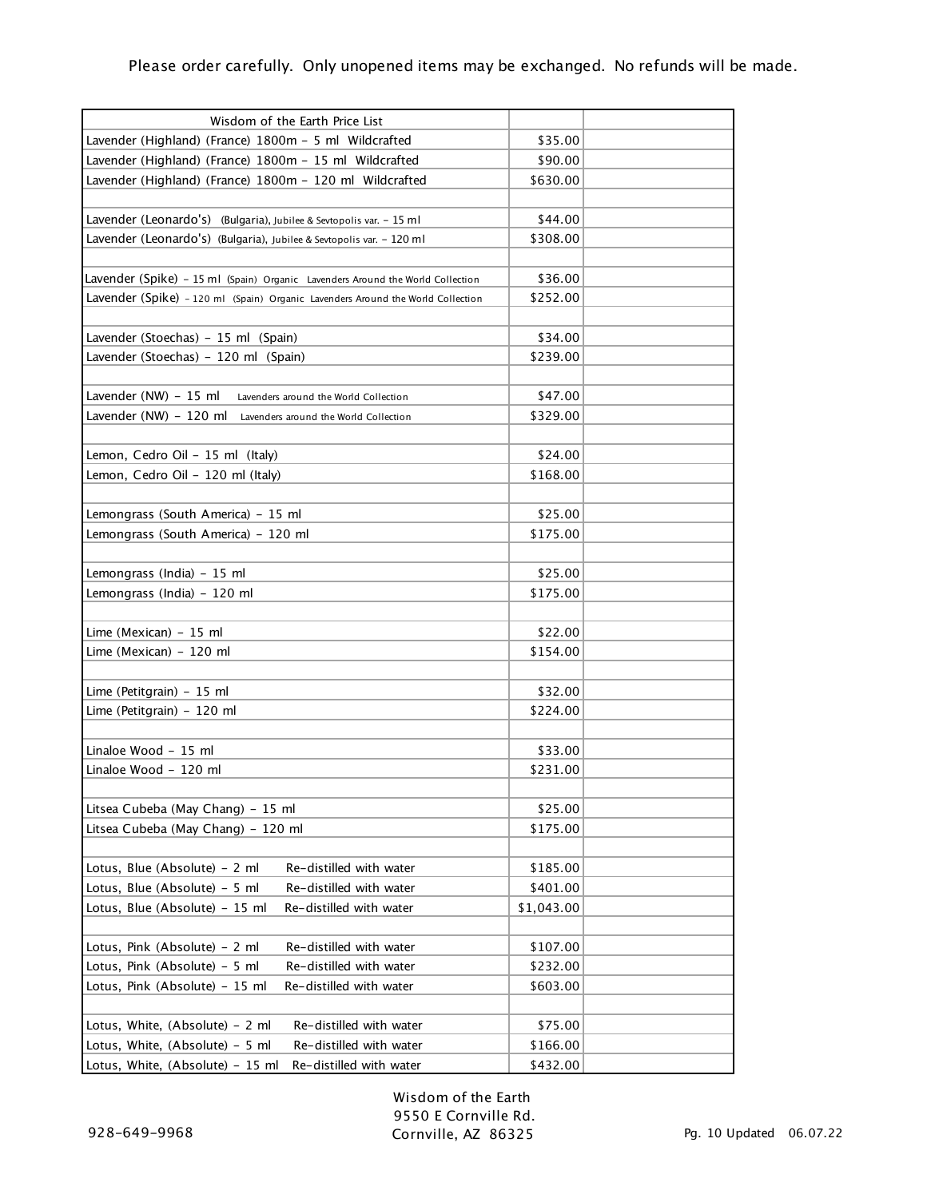Please order carefully. Only unopened items may be exchanged. No refunds will be made.

| Wisdom of the Earth Price List | | |
|---|---|---|
| Lavender (Highland) (France) 1800m - 5 ml Wildcrafted | $35.00 | |
| Lavender (Highland) (France) 1800m - 15 ml Wildcrafted | $90.00 | |
| Lavender (Highland) (France) 1800m - 120 ml Wildcrafted | $630.00 | |
| | | |
| Lavender (Leonardo's) (Bulgaria), Jubilee & Sevtopolis var. - 15 ml | $44.00 | |
| Lavender (Leonardo's) (Bulgaria), Jubilee & Sevtopolis var. - 120 ml | $308.00 | |
| | | |
| Lavender (Spike) - 15 ml (Spain) Organic Lavenders Around the World Collection | $36.00 | |
| Lavender (Spike) - 120 ml (Spain) Organic Lavenders Around the World Collection | $252.00 | |
| | | |
| Lavender (Stoechas) - 15 ml (Spain) | $34.00 | |
| Lavender (Stoechas) - 120 ml (Spain) | $239.00 | |
| | | |
| Lavender (NW) - 15 ml Lavenders around the World Collection | $47.00 | |
| Lavender (NW) - 120 ml Lavenders around the World Collection | $329.00 | |
| | | |
| Lemon, Cedro Oil - 15 ml (Italy) | $24.00 | |
| Lemon, Cedro Oil - 120 ml (Italy) | $168.00 | |
| | | |
| Lemongrass (South America) - 15 ml | $25.00 | |
| Lemongrass (South America) - 120 ml | $175.00 | |
| | | |
| Lemongrass (India) - 15 ml | $25.00 | |
| Lemongrass (India) - 120 ml | $175.00 | |
| | | |
| Lime (Mexican) - 15 ml | $22.00 | |
| Lime (Mexican) - 120 ml | $154.00 | |
| | | |
| Lime (Petitgrain) - 15 ml | $32.00 | |
| Lime (Petitgrain) - 120 ml | $224.00 | |
| | | |
| Linaloe Wood - 15 ml | $33.00 | |
| Linaloe Wood - 120 ml | $231.00 | |
| | | |
| Litsea Cubeba (May Chang) - 15 ml | $25.00 | |
| Litsea Cubeba (May Chang) - 120 ml | $175.00 | |
| | | |
| Lotus, Blue (Absolute) - 2 ml Re-distilled with water | $185.00 | |
| Lotus, Blue (Absolute) - 5 ml Re-distilled with water | $401.00 | |
| Lotus, Blue (Absolute) - 15 ml Re-distilled with water | $1,043.00 | |
| | | |
| Lotus, Pink (Absolute) - 2 ml Re-distilled with water | $107.00 | |
| Lotus, Pink (Absolute) - 5 ml Re-distilled with water | $232.00 | |
| Lotus, Pink (Absolute) - 15 ml Re-distilled with water | $603.00 | |
| | | |
| Lotus, White, (Absolute) - 2 ml Re-distilled with water | $75.00 | |
| Lotus, White, (Absolute) - 5 ml Re-distilled with water | $166.00 | |
| Lotus, White, (Absolute) - 15 ml Re-distilled with water | $432.00 | |

Wisdom of the Earth
9550 E Cornville Rd.
Cornville, AZ 86325

928-649-9968

Updated 06.07.22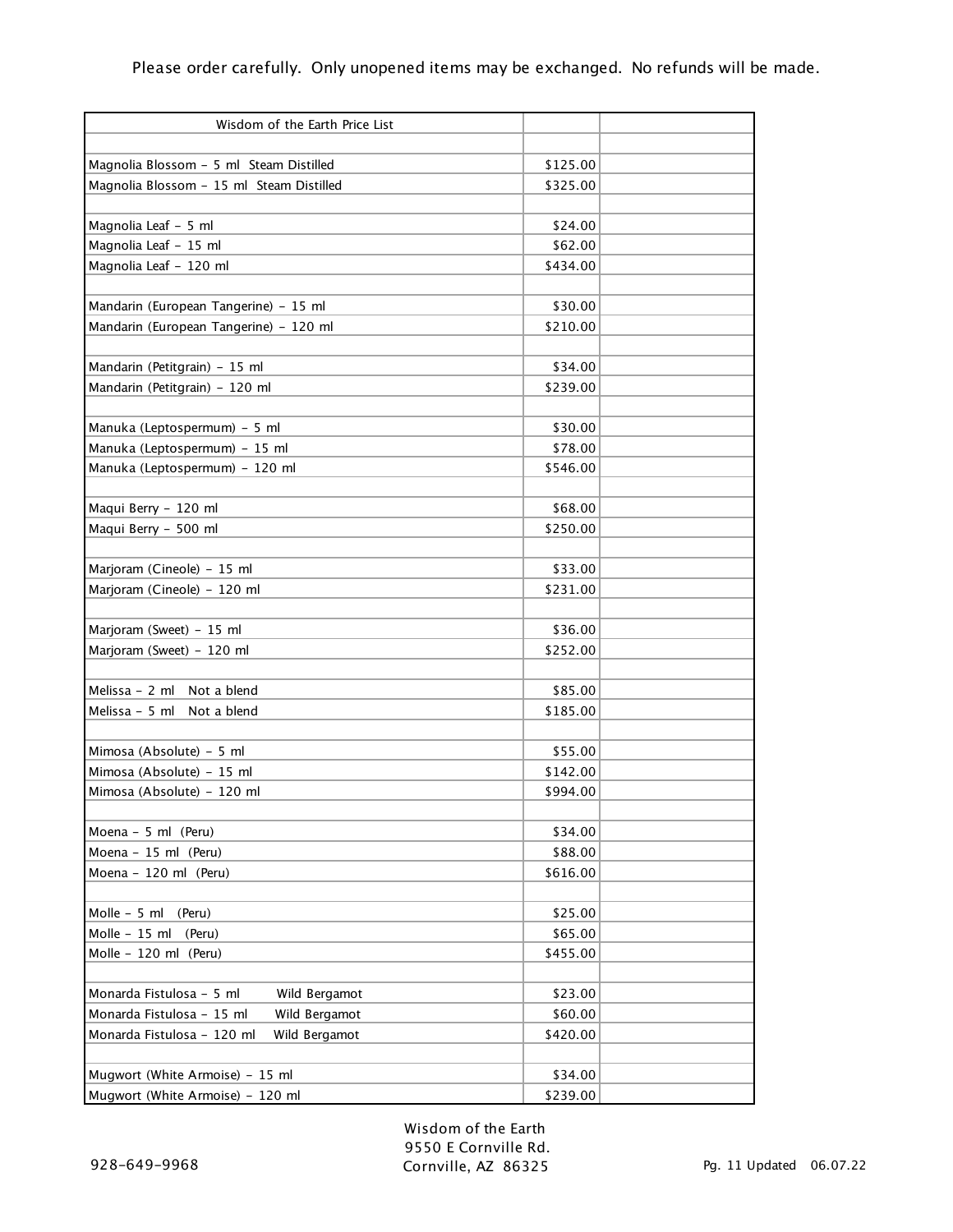Please order carefully. Only unopened items may be exchanged. No refunds will be made.

| Wisdom of the Earth Price List | | |
|---|---|---|
| | | |
| Magnolia Blossom - 5 ml Steam Distilled | $125.00 | |
| Magnolia Blossom - 15 ml Steam Distilled | $325.00 | |
| | | |
| Magnolia Leaf - 5 ml | $24.00 | |
| Magnolia Leaf - 15 ml | $62.00 | |
| Magnolia Leaf - 120 ml | $434.00 | |
| | | |
| Mandarin (European Tangerine) - 15 ml | $30.00 | |
| Mandarin (European Tangerine) - 120 ml | $210.00 | |
| | | |
| Mandarin (Petitgrain) - 15 ml | $34.00 | |
| Mandarin (Petitgrain) - 120 ml | $239.00 | |
| | | |
| Manuka (Leptospermum) - 5 ml | $30.00 | |
| Manuka (Leptospermum) - 15 ml | $78.00 | |
| Manuka (Leptospermum) - 120 ml | $546.00 | |
| | | |
| Maqui Berry - 120 ml | $68.00 | |
| Maqui Berry - 500 ml | $250.00 | |
| | | |
| Marjoram (Cineole) - 15 ml | $33.00 | |
| Marjoram (Cineole) - 120 ml | $231.00 | |
| | | |
| Marjoram (Sweet) - 15 ml | $36.00 | |
| Marjoram (Sweet) - 120 ml | $252.00 | |
| | | |
| Melissa - 2 ml Not a blend | $85.00 | |
| Melissa - 5 ml Not a blend | $185.00 | |
| | | |
| Mimosa (Absolute) - 5 ml | $55.00 | |
| Mimosa (Absolute) - 15 ml | $142.00 | |
| Mimosa (Absolute) - 120 ml | $994.00 | |
| | | |
| Moena - 5 ml (Peru) | $34.00 | |
| Moena - 15 ml (Peru) | $88.00 | |
| Moena - 120 ml (Peru) | $616.00 | |
| | | |
| Molle - 5 ml (Peru) | $25.00 | |
| Molle - 15 ml (Peru) | $65.00 | |
| Molle - 120 ml (Peru) | $455.00 | |
| | | |
| Monarda Fistulosa - 5 ml Wild Bergamot | $23.00 | |
| Monarda Fistulosa - 15 ml Wild Bergamot | $60.00 | |
| Monarda Fistulosa - 120 ml Wild Bergamot | $420.00 | |
| | | |
| Mugwort (White Armoise) - 15 ml | $34.00 | |
| Mugwort (White Armoise) - 120 ml | $239.00 | |

Wisdom of the Earth
9550 E Cornville Rd.
Cornville, AZ 86325

928-649-9968

Pg. 11 Updated 06.07.22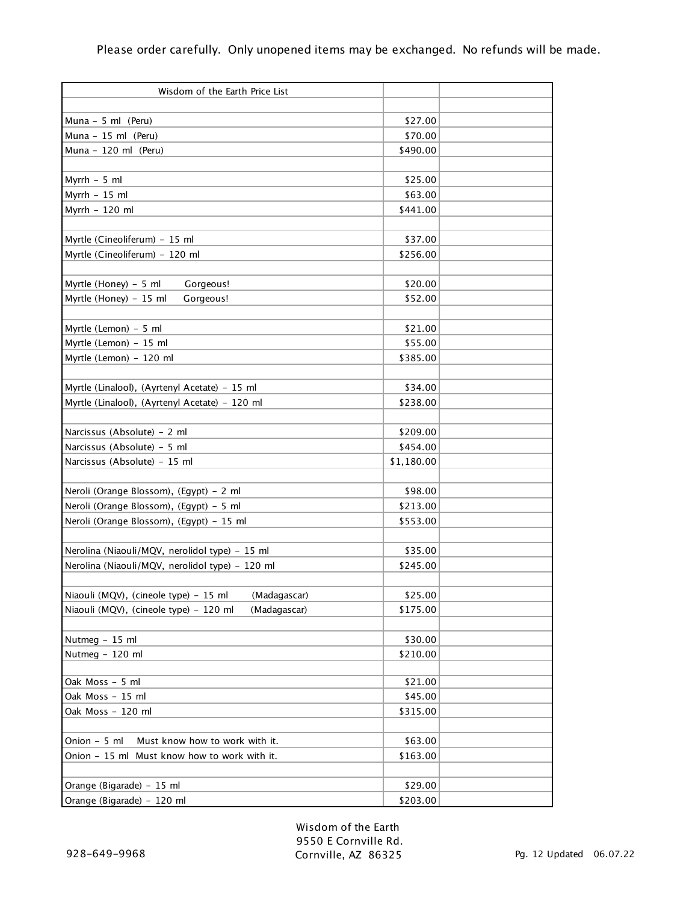Please order carefully. Only unopened items may be exchanged. No refunds will be made.

| Wisdom of the Earth Price List | | |
|---|---|---|
| | | |
| Muna - 5 ml (Peru) | $27.00 | |
| Muna - 15 ml (Peru) | $70.00 | |
| Muna - 120 ml (Peru) | $490.00 | |
| | | |
| Myrrh - 5 ml | $25.00 | |
| Myrrh - 15 ml | $63.00 | |
| Myrrh - 120 ml | $441.00 | |
| | | |
| Myrtle (Cineoliferum) - 15 ml | $37.00 | |
| Myrtle (Cineoliferum) - 120 ml | $256.00 | |
| | | |
| Myrtle (Honey) - 5 ml Gorgeous! | $20.00 | |
| Myrtle (Honey) - 15 ml Gorgeous! | $52.00 | |
| | | |
| Myrtle (Lemon) - 5 ml | $21.00 | |
| Myrtle (Lemon) - 15 ml | $55.00 | |
| Myrtle (Lemon) - 120 ml | $385.00 | |
| | | |
| Myrtle (Linalool), (Ayrtenyl Acetate) - 15 ml | $34.00 | |
| Myrtle (Linalool), (Ayrtenyl Acetate) - 120 ml | $238.00 | |
| | | |
| Narcissus (Absolute) - 2 ml | $209.00 | |
| Narcissus (Absolute) - 5 ml | $454.00 | |
| Narcissus (Absolute) - 15 ml | $1,180.00 | |
| | | |
| Neroli (Orange Blossom), (Egypt) - 2 ml | $98.00 | |
| Neroli (Orange Blossom), (Egypt) - 5 ml | $213.00 | |
| Neroli (Orange Blossom), (Egypt) - 15 ml | $553.00 | |
| | | |
| Nerolina (Niaouli/MQV, nerolidol type) - 15 ml | $35.00 | |
| Nerolina (Niaouli/MQV, nerolidol type) - 120 ml | $245.00 | |
| | | |
| Niaouli (MQV), (cineole type) - 15 ml (Madagascar) | $25.00 | |
| Niaouli (MQV), (cineole type) - 120 ml (Madagascar) | $175.00 | |
| | | |
| Nutmeg - 15 ml | $30.00 | |
| Nutmeg - 120 ml | $210.00 | |
| | | |
| Oak Moss - 5 ml | $21.00 | |
| Oak Moss - 15 ml | $45.00 | |
| Oak Moss - 120 ml | $315.00 | |
| | | |
| Onion - 5 ml Must know how to work with it. | $63.00 | |
| Onion - 15 ml Must know how to work with it. | $163.00 | |
| | | |
| Orange (Bigarade) - 15 ml | $29.00 | |
| Orange (Bigarade) - 120 ml | $203.00 | |

Wisdom of the Earth
9550 E Cornville Rd.
Cornville, AZ 86325

928-649-9968

Updated 06.07.22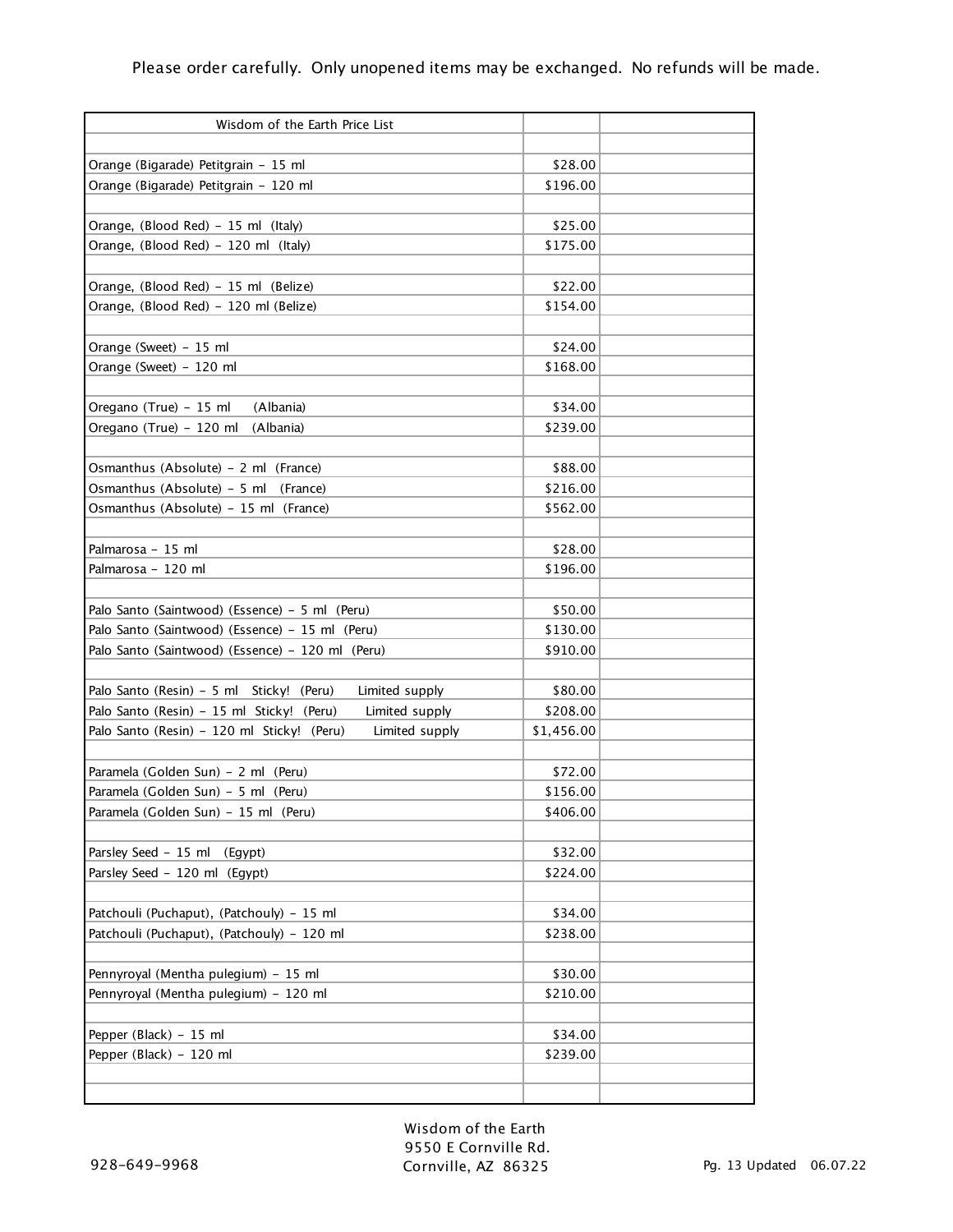Please order carefully. Only unopened items may be exchanged. No refunds will be made.

| Wisdom of the Earth Price List | | |
|---|---|---|
| | | |
| Orange (Bigarade) Petitgrain - 15 ml | $28.00 | |
| Orange (Bigarade) Petitgrain - 120 ml | $196.00 | |
| | | |
| Orange, (Blood Red) - 15 ml (Italy) | $25.00 | |
| Orange, (Blood Red) - 120 ml (Italy) | $175.00 | |
| | | |
| Orange, (Blood Red) - 15 ml (Belize) | $22.00 | |
| Orange, (Blood Red) - 120 ml (Belize) | $154.00 | |
| | | |
| Orange (Sweet) - 15 ml | $24.00 | |
| Orange (Sweet) - 120 ml | $168.00 | |
| | | |
| Oregano (True) - 15 ml (Albania) | $34.00 | |
| Oregano (True) - 120 ml (Albania) | $239.00 | |
| | | |
| Osmanthus (Absolute) - 2 ml (France) | $88.00 | |
| Osmanthus (Absolute) - 5 ml (France) | $216.00 | |
| Osmanthus (Absolute) - 15 ml (France) | $562.00 | |
| | | |
| Palmarosa - 15 ml | $28.00 | |
| Palmarosa - 120 ml | $196.00 | |
| | | |
| Palo Santo (Saintwood) (Essence) - 5 ml (Peru) | $50.00 | |
| Palo Santo (Saintwood) (Essence) - 15 ml (Peru) | $130.00 | |
| Palo Santo (Saintwood) (Essence) - 120 ml (Peru) | $910.00 | |
| | | |
| Palo Santo (Resin) - 5 ml Sticky! (Peru) Limited supply | $80.00 | |
| Palo Santo (Resin) - 15 ml Sticky! (Peru) Limited supply | $208.00 | |
| Palo Santo (Resin) - 120 ml Sticky! (Peru) Limited supply | $1,456.00 | |
| | | |
| Paramela (Golden Sun) - 2 ml (Peru) | $72.00 | |
| Paramela (Golden Sun) - 5 ml (Peru) | $156.00 | |
| Paramela (Golden Sun) - 15 ml (Peru) | $406.00 | |
| | | |
| Parsley Seed - 15 ml (Egypt) | $32.00 | |
| Parsley Seed - 120 ml (Egypt) | $224.00 | |
| | | |
| Patchouli (Puchaput), (Patchouly) - 15 ml | $34.00 | |
| Patchouli (Puchaput), (Patchouly) - 120 ml | $238.00 | |
| | | |
| Pennyroyal (Mentha pulegium) - 15 ml | $30.00 | |
| Pennyroyal (Mentha pulegium) - 120 ml | $210.00 | |
| | | |
| Pepper (Black) - 15 ml | $34.00 | |
| Pepper (Black) - 120 ml | $239.00 | |
| | | |
| | | |

928-649-9968

Wisdom of the Earth
9550 E Cornville Rd.
Cornville, AZ 86325

Updated 06.07.22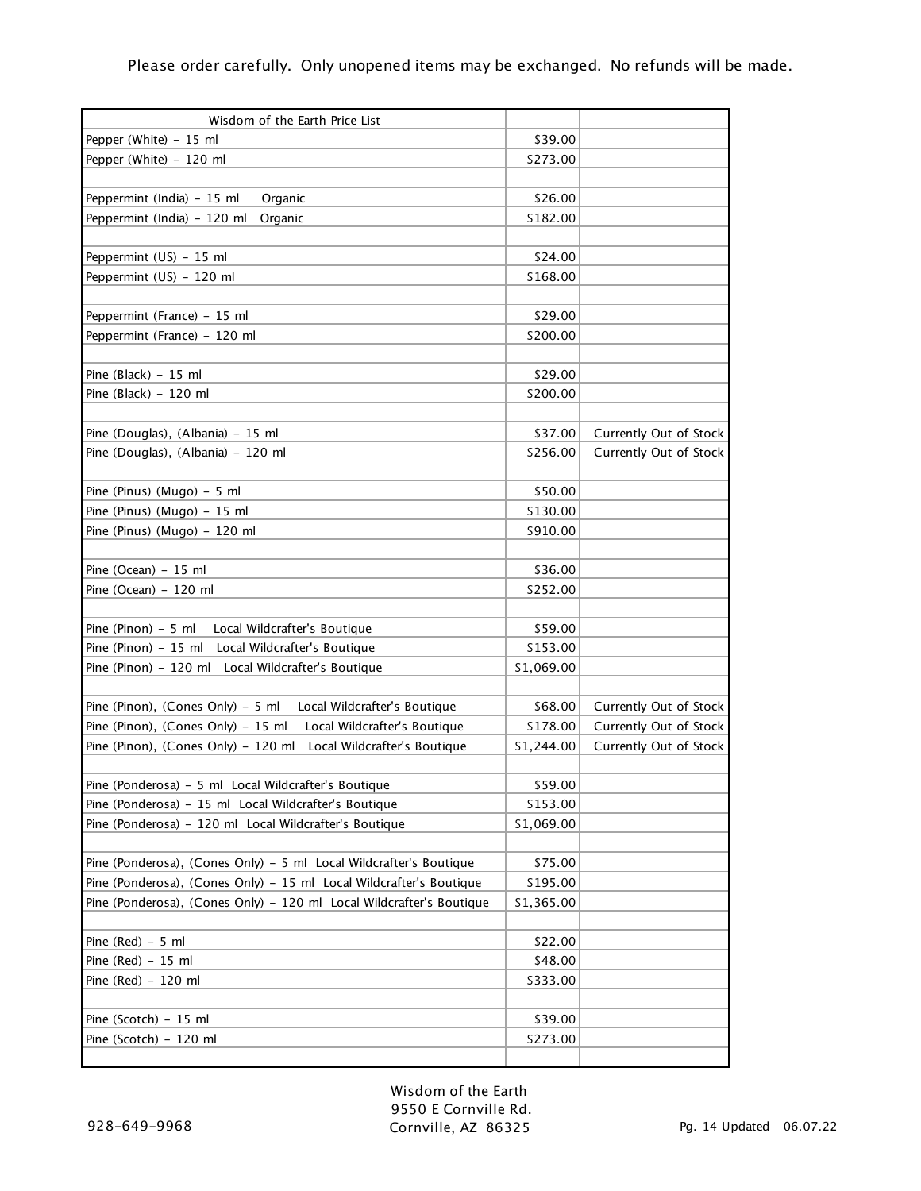Please order carefully. Only unopened items may be exchanged. No refunds will be made.

| Wisdom of the Earth Price List | | |
|---|---|---|
| Pepper (White) - 15 ml | $39.00 | |
| Pepper (White) - 120 ml | $273.00 | |
| | | |
| Peppermint (India) - 15 ml Organic | $26.00 | |
| Peppermint (India) - 120 ml Organic | $182.00 | |
| | | |
| Peppermint (US) - 15 ml | $24.00 | |
| Peppermint (US) - 120 ml | $168.00 | |
| | | |
| Peppermint (France) - 15 ml | $29.00 | |
| Peppermint (France) - 120 ml | $200.00 | |
| | | |
| Pine (Black) - 15 ml | $29.00 | |
| Pine (Black) - 120 ml | $200.00 | |
| | | |
| Pine (Douglas), (Albania) - 15 ml | $37.00 | Currently Out of Stock |
| Pine (Douglas), (Albania) - 120 ml | $256.00 | Currently Out of Stock |
| | | |
| Pine (Pinus) (Mugo) - 5 ml | $50.00 | |
| Pine (Pinus) (Mugo) - 15 ml | $130.00 | |
| Pine (Pinus) (Mugo) - 120 ml | $910.00 | |
| | | |
| Pine (Ocean) - 15 ml | $36.00 | |
| Pine (Ocean) - 120 ml | $252.00 | |
| | | |
| Pine (Pinon) - 5 ml Local Wildcrafter's Boutique | $59.00 | |
| Pine (Pinon) - 15 ml Local Wildcrafter's Boutique | $153.00 | |
| Pine (Pinon) - 120 ml Local Wildcrafter's Boutique | $1,069.00 | |
| | | |
| Pine (Pinon), (Cones Only) - 5 ml Local Wildcrafter's Boutique | $68.00 | Currently Out of Stock |
| Pine (Pinon), (Cones Only) - 15 ml Local Wildcrafter's Boutique | $178.00 | Currently Out of Stock |
| Pine (Pinon), (Cones Only) - 120 ml Local Wildcrafter's Boutique | $1,244.00 | Currently Out of Stock |
| | | |
| Pine (Ponderosa) - 5 ml Local Wildcrafter's Boutique | $59.00 | |
| Pine (Ponderosa) - 15 ml Local Wildcrafter's Boutique | $153.00 | |
| Pine (Ponderosa) - 120 ml Local Wildcrafter's Boutique | $1,069.00 | |
| | | |
| Pine (Ponderosa), (Cones Only) - 5 ml Local Wildcrafter's Boutique | $75.00 | |
| Pine (Ponderosa), (Cones Only) - 15 ml Local Wildcrafter's Boutique | $195.00 | |
| Pine (Ponderosa), (Cones Only) - 120 ml Local Wildcrafter's Boutique | $1,365.00 | |
| | | |
| Pine (Red) - 5 ml | $22.00 | |
| Pine (Red) - 15 ml | $48.00 | |
| Pine (Red) - 120 ml | $333.00 | |
| | | |
| Pine (Scotch) - 15 ml | $39.00 | |
| Pine (Scotch) - 120 ml | $273.00 | |
| | | |

Wisdom of the Earth
9550 E Cornville Rd.
Cornville, AZ 86325

928-649-9968

Updated 06.07.22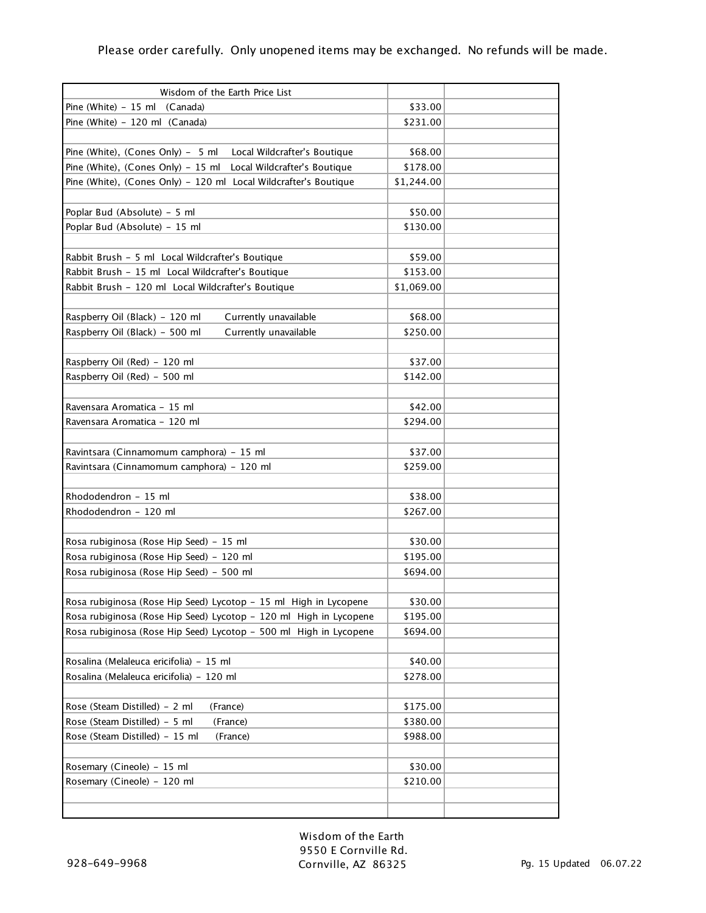Please order carefully. Only unopened items may be exchanged. No refunds will be made.

| Wisdom of the Earth Price List | | |
|---|---|---|
| Pine (White) - 15 ml (Canada) | $33.00 | |
| Pine (White) - 120 ml (Canada) | $231.00 | |
| | | |
| Pine (White), (Cones Only) - 5 ml Local Wildcrafter's Boutique | $68.00 | |
| Pine (White), (Cones Only) - 15 ml Local Wildcrafter's Boutique | $178.00 | |
| Pine (White), (Cones Only) - 120 ml Local Wildcrafter's Boutique | $1,244.00 | |
| | | |
| Poplar Bud (Absolute) - 5 ml | $50.00 | |
| Poplar Bud (Absolute) - 15 ml | $130.00 | |
| | | |
| Rabbit Brush - 5 ml Local Wildcrafter's Boutique | $59.00 | |
| Rabbit Brush - 15 ml Local Wildcrafter's Boutique | $153.00 | |
| Rabbit Brush - 120 ml Local Wildcrafter's Boutique | $1,069.00 | |
| | | |
| Raspberry Oil (Black) - 120 ml Currently unavailable | $68.00 | |
| Raspberry Oil (Black) - 500 ml Currently unavailable | $250.00 | |
| | | |
| Raspberry Oil (Red) - 120 ml | $37.00 | |
| Raspberry Oil (Red) - 500 ml | $142.00 | |
| | | |
| Ravensara Aromatica - 15 ml | $42.00 | |
| Ravensara Aromatica - 120 ml | $294.00 | |
| | | |
| Ravintsara (Cinnamomum camphora) - 15 ml | $37.00 | |
| Ravintsara (Cinnamomum camphora) - 120 ml | $259.00 | |
| | | |
| Rhododendron - 15 ml | $38.00 | |
| Rhododendron - 120 ml | $267.00 | |
| | | |
| Rosa rubiginosa (Rose Hip Seed) - 15 ml | $30.00 | |
| Rosa rubiginosa (Rose Hip Seed) - 120 ml | $195.00 | |
| Rosa rubiginosa (Rose Hip Seed) - 500 ml | $694.00 | |
| | | |
| Rosa rubiginosa (Rose Hip Seed) Lycotop - 15 ml High in Lycopene | $30.00 | |
| Rosa rubiginosa (Rose Hip Seed) Lycotop - 120 ml High in Lycopene | $195.00 | |
| Rosa rubiginosa (Rose Hip Seed) Lycotop - 500 ml High in Lycopene | $694.00 | |
| | | |
| Rosalina (Melaleuca ericifolia) - 15 ml | $40.00 | |
| Rosalina (Melaleuca ericifolia) - 120 ml | $278.00 | |
| | | |
| Rose (Steam Distilled) - 2 ml (France) | $175.00 | |
| Rose (Steam Distilled) - 5 ml (France) | $380.00 | |
| Rose (Steam Distilled) - 15 ml (France) | $988.00 | |
| | | |
| Rosemary (Cineole) - 15 ml | $30.00 | |
| Rosemary (Cineole) - 120 ml | $210.00 | |
| | | |
| | | |

928-649-9968

Wisdom of the Earth
9550 E Cornville Rd.
Cornville, AZ 86325

Updated 06.07.22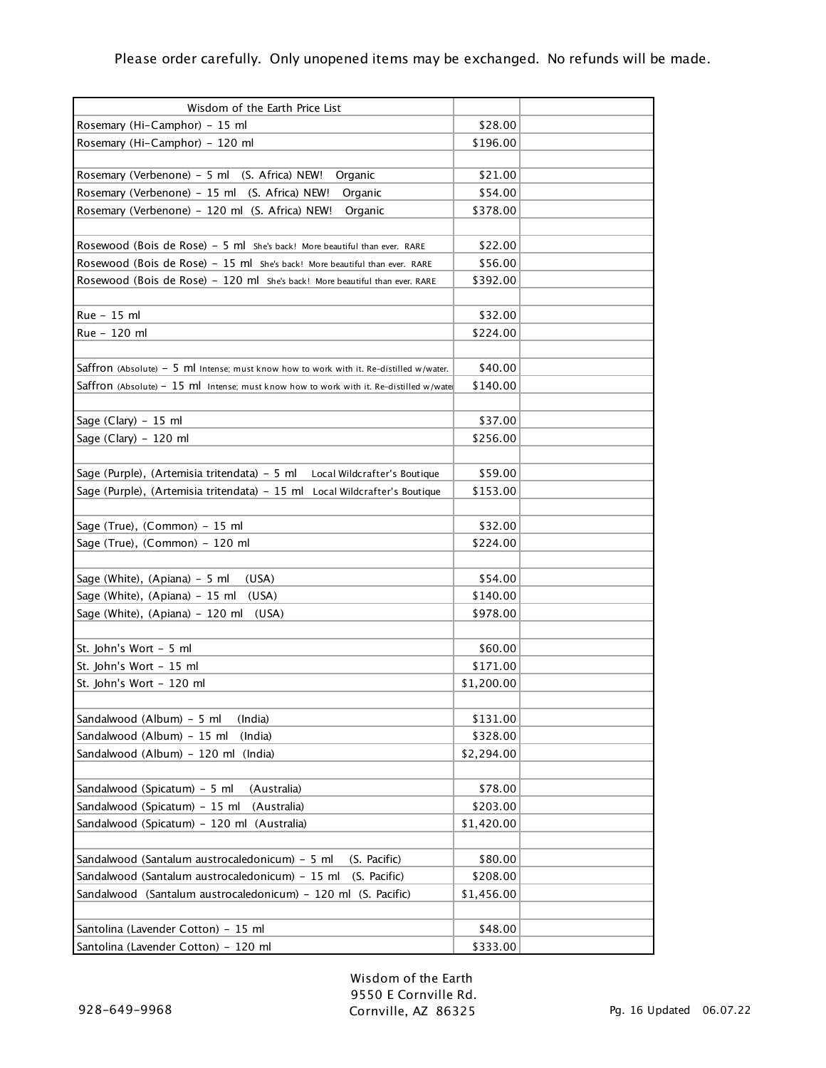Please order carefully.  Only unopened items may be exchanged.  No refunds will be made.

| Wisdom of the Earth Price List | | |
|---|---|---|
| Rosemary (Hi-Camphor) - 15 ml | $28.00 | |
| Rosemary (Hi-Camphor) - 120 ml | $196.00 | |
| | | |
| Rosemary (Verbenone) - 5 ml (S. Africa) NEW! Organic | $21.00 | |
| Rosemary (Verbenone) - 15 ml (S. Africa) NEW! Organic | $54.00 | |
| Rosemary (Verbenone) - 120 ml (S. Africa) NEW! Organic | $378.00 | |
| | | |
| Rosewood (Bois de Rose) - 5 ml She's back! More beautiful than ever. RARE | $22.00 | |
| Rosewood (Bois de Rose) - 15 ml She's back! More beautiful than ever. RARE | $56.00 | |
| Rosewood (Bois de Rose) - 120 ml She's back! More beautiful than ever. RARE | $392.00 | |
| | | |
| Rue - 15 ml | $32.00 | |
| Rue - 120 ml | $224.00 | |
| | | |
| Saffron (Absolute) - 5 ml Intense; must know how to work with it. Re-distilled w/water. | $40.00 | |
| Saffron (Absolute) - 15 ml Intense; must know how to work with it. Re-distilled w/water | $140.00 | |
| | | |
| Sage (Clary) - 15 ml | $37.00 | |
| Sage (Clary) - 120 ml | $256.00 | |
| | | |
| Sage (Purple), (Artemisia tritendata) - 5 ml Local Wildcrafter's Boutique | $59.00 | |
| Sage (Purple), (Artemisia tritendata) - 15 ml Local Wildcrafter's Boutique | $153.00 | |
| | | |
| Sage (True), (Common) - 15 ml | $32.00 | |
| Sage (True), (Common) - 120 ml | $224.00 | |
| | | |
| Sage (White), (Apiana) - 5 ml (USA) | $54.00 | |
| Sage (White), (Apiana) - 15 ml (USA) | $140.00 | |
| Sage (White), (Apiana) - 120 ml (USA) | $978.00 | |
| | | |
| St. John's Wort - 5 ml | $60.00 | |
| St. John's Wort - 15 ml | $171.00 | |
| St. John's Wort - 120 ml | $1,200.00 | |
| | | |
| Sandalwood (Album) - 5 ml (India) | $131.00 | |
| Sandalwood (Album) - 15 ml (India) | $328.00 | |
| Sandalwood (Album) - 120 ml (India) | $2,294.00 | |
| | | |
| Sandalwood (Spicatum) - 5 ml (Australia) | $78.00 | |
| Sandalwood (Spicatum) - 15 ml (Australia) | $203.00 | |
| Sandalwood (Spicatum) - 120 ml (Australia) | $1,420.00 | |
| | | |
| Sandalwood (Santalum austrocaledonicum) - 5 ml (S. Pacific) | $80.00 | |
| Sandalwood (Santalum austrocaledonicum) - 15 ml (S. Pacific) | $208.00 | |
| Sandalwood (Santalum austrocaledonicum) - 120 ml (S. Pacific) | $1,456.00 | |
| | | |
| Santolina (Lavender Cotton) - 15 ml | $48.00 | |
| Santolina (Lavender Cotton) - 120 ml | $333.00 | |

Wisdom of the Earth
9550 E Cornville Rd.
Cornville, AZ 86325

928-649-9968

Updated 06.07.22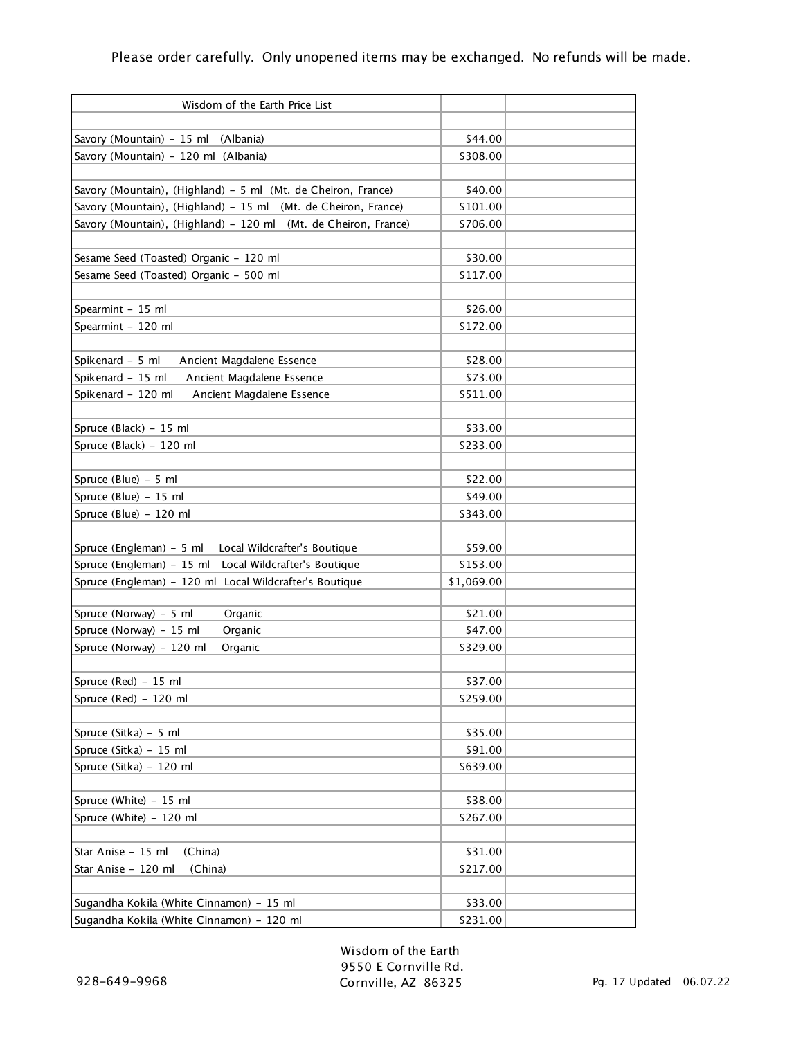Please order carefully. Only unopened items may be exchanged. No refunds will be made.

| Wisdom of the Earth Price List | | |
|---|---|---|
| | | |
| Savory (Mountain) - 15 ml (Albania) | $44.00 | |
| Savory (Mountain) - 120 ml (Albania) | $308.00 | |
| | | |
| Savory (Mountain), (Highland) - 5 ml (Mt. de Cheiron, France) | $40.00 | |
| Savory (Mountain), (Highland) - 15 ml (Mt. de Cheiron, France) | $101.00 | |
| Savory (Mountain), (Highland) - 120 ml (Mt. de Cheiron, France) | $706.00 | |
| | | |
| Sesame Seed (Toasted) Organic - 120 ml | $30.00 | |
| Sesame Seed (Toasted) Organic - 500 ml | $117.00 | |
| | | |
| Spearmint - 15 ml | $26.00 | |
| Spearmint - 120 ml | $172.00 | |
| | | |
| Spikenard - 5 ml Ancient Magdalene Essence | $28.00 | |
| Spikenard - 15 ml Ancient Magdalene Essence | $73.00 | |
| Spikenard - 120 ml Ancient Magdalene Essence | $511.00 | |
| | | |
| Spruce (Black) - 15 ml | $33.00 | |
| Spruce (Black) - 120 ml | $233.00 | |
| | | |
| Spruce (Blue) - 5 ml | $22.00 | |
| Spruce (Blue) - 15 ml | $49.00 | |
| Spruce (Blue) - 120 ml | $343.00 | |
| | | |
| Spruce (Engleman) - 5 ml Local Wildcrafter's Boutique | $59.00 | |
| Spruce (Engleman) - 15 ml Local Wildcrafter's Boutique | $153.00 | |
| Spruce (Engleman) - 120 ml Local Wildcrafter's Boutique | $1,069.00 | |
| | | |
| Spruce (Norway) - 5 ml Organic | $21.00 | |
| Spruce (Norway) - 15 ml Organic | $47.00 | |
| Spruce (Norway) - 120 ml Organic | $329.00 | |
| | | |
| Spruce (Red) - 15 ml | $37.00 | |
| Spruce (Red) - 120 ml | $259.00 | |
| | | |
| Spruce (Sitka) - 5 ml | $35.00 | |
| Spruce (Sitka) - 15 ml | $91.00 | |
| Spruce (Sitka) - 120 ml | $639.00 | |
| | | |
| Spruce (White) - 15 ml | $38.00 | |
| Spruce (White) - 120 ml | $267.00 | |
| | | |
| Star Anise - 15 ml (China) | $31.00 | |
| Star Anise - 120 ml (China) | $217.00 | |
| | | |
| Sugandha Kokila (White Cinnamon) - 15 ml | $33.00 | |
| Sugandha Kokila (White Cinnamon) - 120 ml | $231.00 | |

928-649-9968

Wisdom of the Earth
9550 E Cornville Rd.
Cornville, AZ 86325

Updated 06.07.22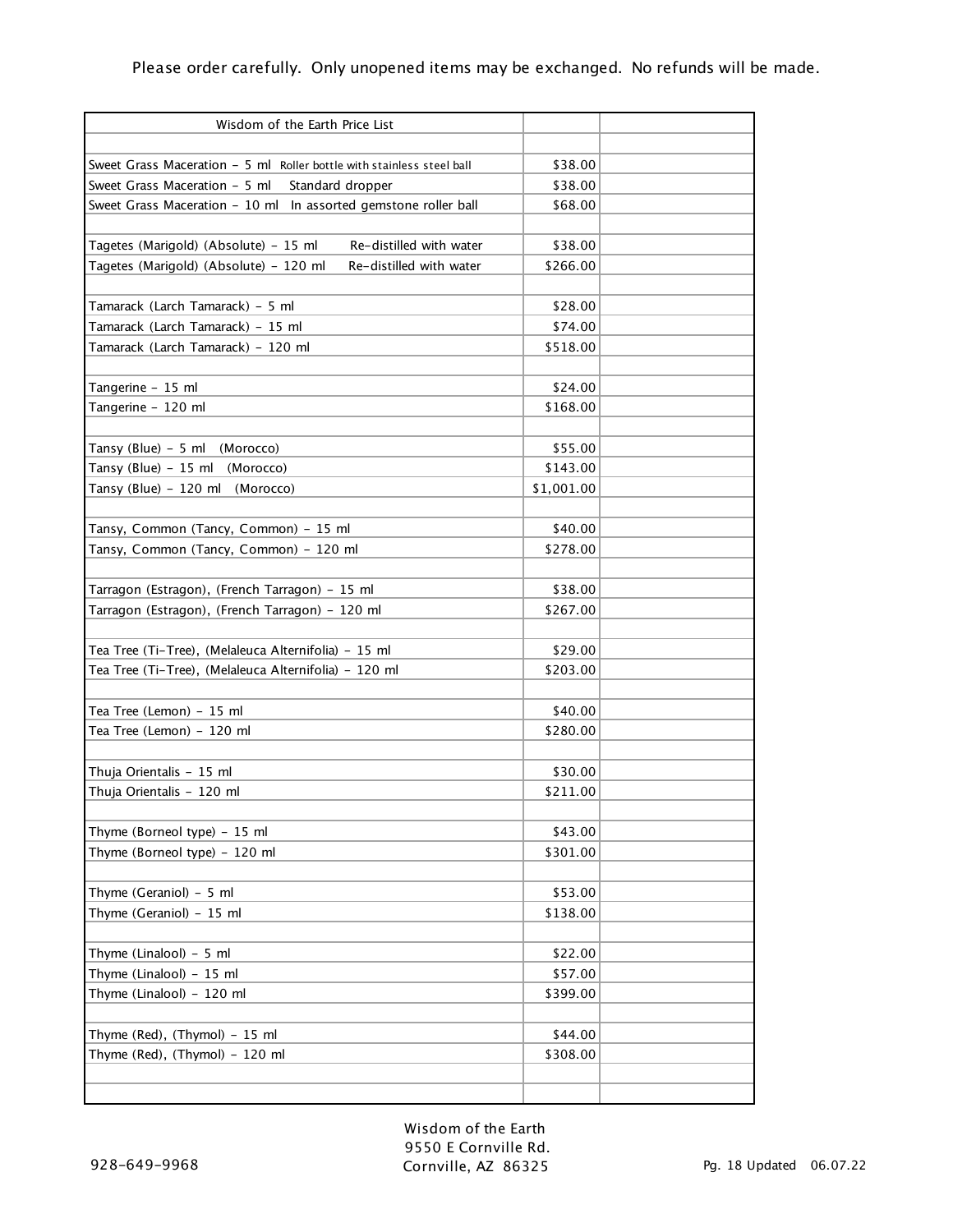Please order carefully. Only unopened items may be exchanged. No refunds will be made.

| Wisdom of the Earth Price List | | |
|---|---|---|
| | | |
| Sweet Grass Maceration - 5 ml Roller bottle with stainless steel ball | $38.00 | |
| Sweet Grass Maceration - 5 ml Standard dropper | $38.00 | |
| Sweet Grass Maceration - 10 ml In assorted gemstone roller ball | $68.00 | |
| | | |
| Tagetes (Marigold) (Absolute) - 15 ml Re-distilled with water | $38.00 | |
| Tagetes (Marigold) (Absolute) - 120 ml Re-distilled with water | $266.00 | |
| | | |
| Tamarack (Larch Tamarack) - 5 ml | $28.00 | |
| Tamarack (Larch Tamarack) - 15 ml | $74.00 | |
| Tamarack (Larch Tamarack) - 120 ml | $518.00 | |
| | | |
| Tangerine - 15 ml | $24.00 | |
| Tangerine - 120 ml | $168.00 | |
| | | |
| Tansy (Blue) - 5 ml (Morocco) | $55.00 | |
| Tansy (Blue) - 15 ml (Morocco) | $143.00 | |
| Tansy (Blue) - 120 ml (Morocco) | $1,001.00 | |
| | | |
| Tansy, Common (Tancy, Common) - 15 ml | $40.00 | |
| Tansy, Common (Tancy, Common) - 120 ml | $278.00 | |
| | | |
| Tarragon (Estragon), (French Tarragon) - 15 ml | $38.00 | |
| Tarragon (Estragon), (French Tarragon) - 120 ml | $267.00 | |
| | | |
| Tea Tree (Ti-Tree), (Melaleuca Alternifolia) - 15 ml | $29.00 | |
| Tea Tree (Ti-Tree), (Melaleuca Alternifolia) - 120 ml | $203.00 | |
| | | |
| Tea Tree (Lemon) - 15 ml | $40.00 | |
| Tea Tree (Lemon) - 120 ml | $280.00 | |
| | | |
| Thuja Orientalis - 15 ml | $30.00 | |
| Thuja Orientalis - 120 ml | $211.00 | |
| | | |
| Thyme (Borneol type) - 15 ml | $43.00 | |
| Thyme (Borneol type) - 120 ml | $301.00 | |
| | | |
| Thyme (Geraniol) - 5 ml | $53.00 | |
| Thyme (Geraniol) - 15 ml | $138.00 | |
| | | |
| Thyme (Linalool) - 5 ml | $22.00 | |
| Thyme (Linalool) - 15 ml | $57.00 | |
| Thyme (Linalool) - 120 ml | $399.00 | |
| | | |
| Thyme (Red), (Thymol) - 15 ml | $44.00 | |
| Thyme (Red), (Thymol) - 120 ml | $308.00 | |
| | | |
| | | |

928-649-9968

Wisdom of the Earth
9550 E Cornville Rd.
Cornville, AZ 86325

Pg. 18 Updated 06.07.22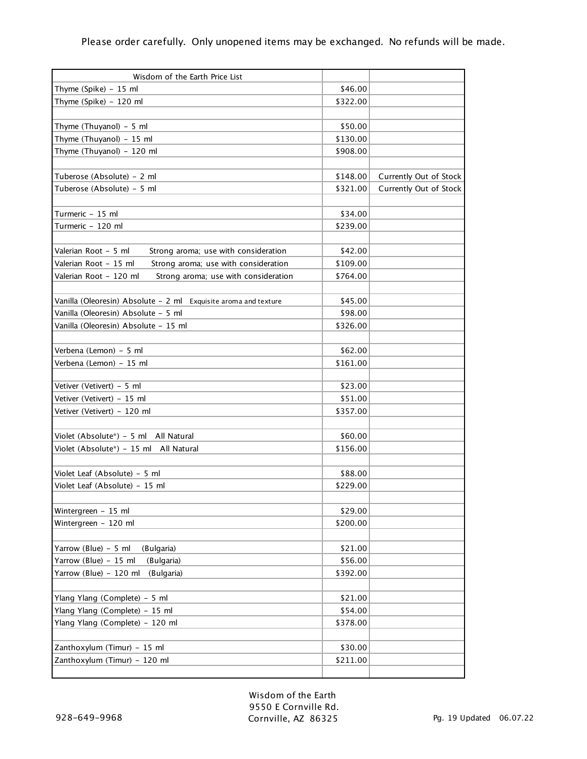Please order carefully. Only unopened items may be exchanged. No refunds will be made.

| Wisdom of the Earth Price List | | |
|---|---|---|
| Thyme (Spike) - 15 ml | $46.00 | |
| Thyme (Spike) - 120 ml | $322.00 | |
| | | |
| Thyme (Thuyanol) - 5 ml | $50.00 | |
| Thyme (Thuyanol) - 15 ml | $130.00 | |
| Thyme (Thuyanol) - 120 ml | $908.00 | |
| | | |
| Tuberose (Absolute) - 2 ml | $148.00 | Currently Out of Stock |
| Tuberose (Absolute) - 5 ml | $321.00 | Currently Out of Stock |
| | | |
| Turmeric - 15 ml | $34.00 | |
| Turmeric - 120 ml | $239.00 | |
| | | |
| Valerian Root - 5 ml Strong aroma; use with consideration | $42.00 | |
| Valerian Root - 15 ml Strong aroma; use with consideration | $109.00 | |
| Valerian Root - 120 ml Strong aroma; use with consideration | $764.00 | |
| | | |
| Vanilla (Oleoresin) Absolute - 2 ml Exquisite aroma and texture | $45.00 | |
| Vanilla (Oleoresin) Absolute - 5 ml | $98.00 | |
| Vanilla (Oleoresin) Absolute - 15 ml | $326.00 | |
| | | |
| Verbena (Lemon) - 5 ml | $62.00 | |
| Verbena (Lemon) - 15 ml | $161.00 | |
| | | |
| Vetiver (Vetivert) - 5 ml | $23.00 | |
| Vetiver (Vetivert) - 15 ml | $51.00 | |
| Vetiver (Vetivert) - 120 ml | $357.00 | |
| | | |
| Violet (Absolute*) - 5 ml All Natural | $60.00 | |
| Violet (Absolute*) - 15 ml All Natural | $156.00 | |
| | | |
| Violet Leaf (Absolute) - 5 ml | $88.00 | |
| Violet Leaf (Absolute) - 15 ml | $229.00 | |
| | | |
| Wintergreen - 15 ml | $29.00 | |
| Wintergreen - 120 ml | $200.00 | |
| | | |
| Yarrow (Blue) - 5 ml (Bulgaria) | $21.00 | |
| Yarrow (Blue) - 15 ml (Bulgaria) | $56.00 | |
| Yarrow (Blue) - 120 ml (Bulgaria) | $392.00 | |
| | | |
| Ylang Ylang (Complete) - 5 ml | $21.00 | |
| Ylang Ylang (Complete) - 15 ml | $54.00 | |
| Ylang Ylang (Complete) - 120 ml | $378.00 | |
| | | |
| Zanthoxylum (Timur) - 15 ml | $30.00 | |
| Zanthoxylum (Timur) - 120 ml | $211.00 | |
| | | |

Wisdom of the Earth
9550 E Cornville Rd.
Cornville, AZ 86325

928-649-9968

Updated 06.07.22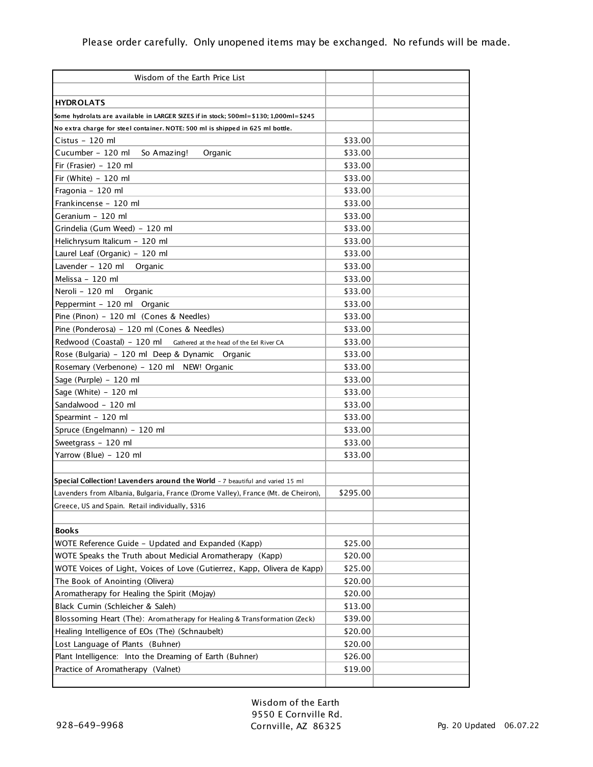Please order carefully. Only unopened items may be exchanged. No refunds will be made.

| Wisdom of the Earth Price List | | |
|---|---|---|
| | | |
| **HYDROLATS** | | |
| **Some hydrolats are available in LARGER SIZES if in stock; 500ml=$130; 1,000ml=$245** | | |
| **No extra charge for steel container. NOTE: 500 ml is shipped in 625 ml bottle.** | | |
| Cistus - 120 ml | $33.00 | |
| Cucumber - 120 ml So Amazing! Organic | $33.00 | |
| Fir (Frasier) - 120 ml | $33.00 | |
| Fir (White) - 120 ml | $33.00 | |
| Fragonia - 120 ml | $33.00 | |
| Frankincense - 120 ml | $33.00 | |
| Geranium - 120 ml | $33.00 | |
| Grindelia (Gum Weed) - 120 ml | $33.00 | |
| Helichrysum Italicum - 120 ml | $33.00 | |
| Laurel Leaf (Organic) - 120 ml | $33.00 | |
| Lavender - 120 ml Organic | $33.00 | |
| Melissa - 120 ml | $33.00 | |
| Neroli - 120 ml Organic | $33.00 | |
| Peppermint - 120 ml Organic | $33.00 | |
| Pine (Pinon) - 120 ml (Cones & Needles) | $33.00 | |
| Pine (Ponderosa) - 120 ml (Cones & Needles) | $33.00 | |
| Redwood (Coastal) - 120 ml Gathered at the head of the Eel River CA | $33.00 | |
| Rose (Bulgaria) - 120 ml Deep & Dynamic Organic | $33.00 | |
| Rosemary (Verbenone) - 120 ml NEW! Organic | $33.00 | |
| Sage (Purple) - 120 ml | $33.00 | |
| Sage (White) - 120 ml | $33.00 | |
| Sandalwood - 120 ml | $33.00 | |
| Spearmint - 120 ml | $33.00 | |
| Spruce (Engelmann) - 120 ml | $33.00 | |
| Sweetgrass - 120 ml | $33.00 | |
| Yarrow (Blue) - 120 ml | $33.00 | |
| | | |
| **Special Collection! Lavenders around the World** - 7 beautiful and varied 15 ml | | |
| Lavenders from Albania, Bulgaria, France (Drome Valley), France (Mt. de Cheiron), | $295.00 | |
| Greece, US and Spain. Retail individually, $316 | | |
| | | |
| **Books** | | |
| WOTE Reference Guide - Updated and Expanded (Kapp) | $25.00 | |
| WOTE Speaks the Truth about Medicial Aromatherapy (Kapp) | $20.00 | |
| WOTE Voices of Light, Voices of Love (Gutierrez, Kapp, Olivera de Kapp) | $25.00 | |
| The Book of Anointing (Olivera) | $20.00 | |
| Aromatherapy for Healing the Spirit (Mojay) | $20.00 | |
| Black Cumin (Schleicher & Saleh) | $13.00 | |
| Blossoming Heart (The): Aromatherapy for Healing & Transformation (Zeck) | $39.00 | |
| Healing Intelligence of EOs (The) (Schnaubelt) | $20.00 | |
| Lost Language of Plants (Buhner) | $20.00 | |
| Plant Intelligence: Into the Dreaming of Earth (Buhner) | $26.00 | |
| Practice of Aromatherapy (Valnet) | $19.00 | |
| | | |

Wisdom of the Earth
9550 E Cornville Rd.
Cornville, AZ 86325

928-649-9968

Updated 06.07.22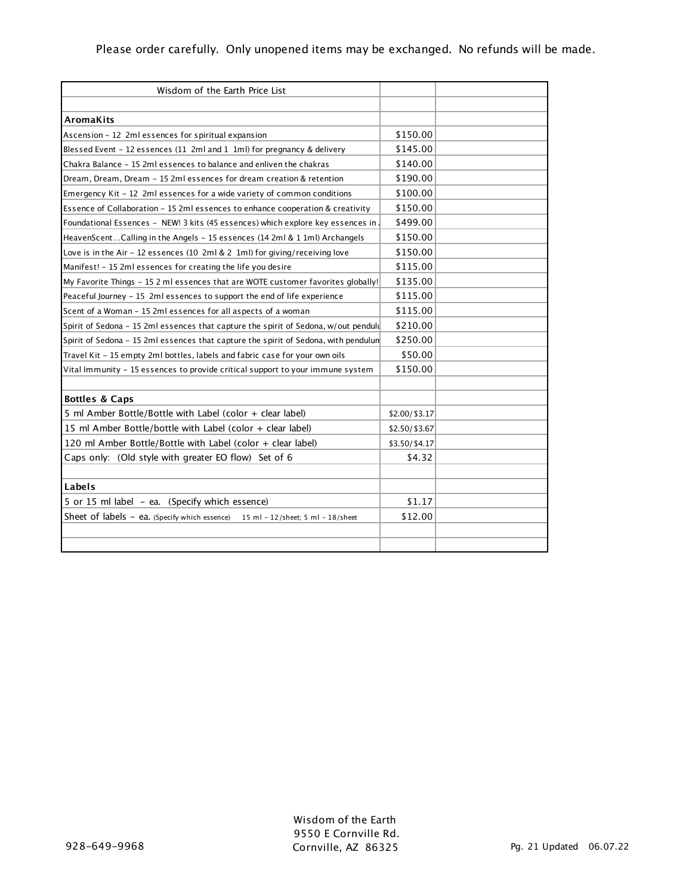Please order carefully. Only unopened items may be exchanged. No refunds will be made.

| Wisdom of the Earth Price List | | |
|---|---|---|
| | | |
| **AromaKits** | | |
| Ascension - 12 2ml essences for spiritual expansion | $150.00 | |
| Blessed Event - 12 essences (11 2ml and 1 1ml) for pregnancy & delivery | $145.00 | |
| Chakra Balance - 15 2ml essences to balance and enliven the chakras | $140.00 | |
| Dream, Dream, Dream - 15 2ml essences for dream creation & retention | $190.00 | |
| Emergency Kit - 12 2ml essences for a wide variety of common conditions | $100.00 | |
| Essence of Collaboration - 15 2ml essences to enhance cooperation & creativity | $150.00 | |
| Foundational Essences - NEW! 3 kits (45 essences) which explore key essences in | $499.00 | |
| HeavenScent…Calling in the Angels - 15 essences (14 2ml & 1 1ml) Archangels | $150.00 | |
| Love is in the Air - 12 essences (10 2ml & 2 1ml) for giving/receiving love | $150.00 | |
| Manifest! - 15 2ml essences for creating the life you desire | $115.00 | |
| My Favorite Things - 15 2 ml essences that are WOTE customer favorites globally! | $135.00 | |
| Peaceful Journey - 15 2ml essences to support the end of life experience | $115.00 | |
| Scent of a Woman - 15 2ml essences for all aspects of a woman | $115.00 | |
| Spirit of Sedona - 15 2ml essences that capture the spirit of Sedona, w/out pendulu | $210.00 | |
| Spirit of Sedona - 15 2ml essences that capture the spirit of Sedona, with pendulum | $250.00 | |
| Travel Kit - 15 empty 2ml bottles, labels and fabric case for your own oils | $50.00 | |
| Vital Immunity - 15 essences to provide critical support to your immune system | $150.00 | |
| | | |
| **Bottles & Caps** | | |
| 5 ml Amber Bottle/Bottle with Label (color + clear label) | $2.00/$3.17 | |
| 15 ml Amber Bottle/bottle with Label (color + clear label) | $2.50/$3.67 | |
| 120 ml Amber Bottle/Bottle with Label (color + clear label) | $3.50/$4.17 | |
| Caps only: (Old style with greater EO flow) Set of 6 | $4.32 | |
| | | |
| **Labels** | | |
| 5 or 15 ml label - ea. (Specify which essence) | $1.17 | |
| Sheet of labels - ea. (Specify which essence) 15 ml - 12/sheet; 5 ml - 18/sheet | $12.00 | |
| | | |
| | | |

928-649-9968

Wisdom of the Earth
9550 E Cornville Rd.
Cornville, AZ 86325

Updated 06.07.22